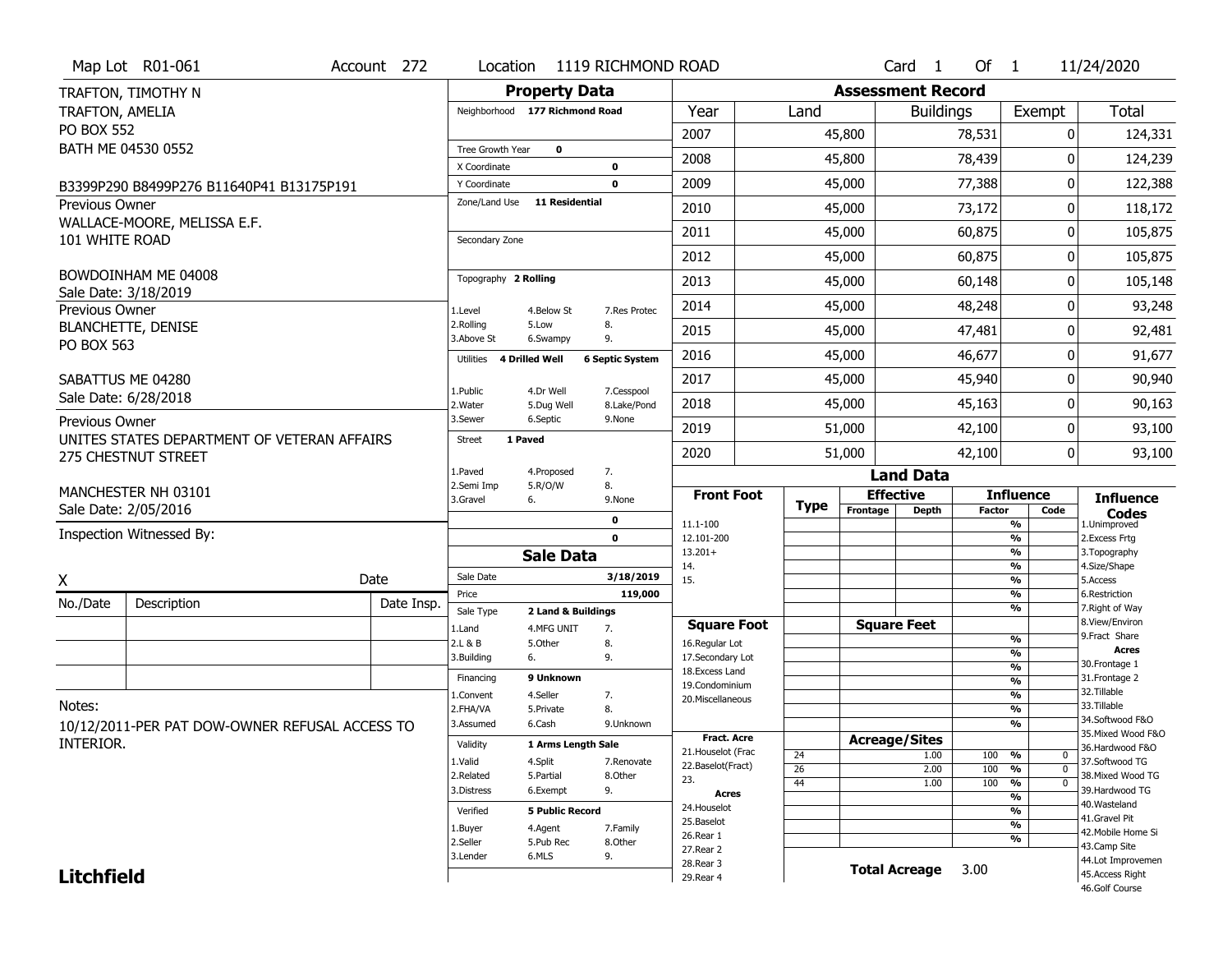Map Lot R01-061 | Account 272 | Location 1119 RICHMOND ROAD | Card 1 Of 1 | 11/24/2020

TRAFTON, TIMOTHY N
TRAFTON, AMELIA
PO BOX 552
BATH ME 04530 0552

B3399P290 B8499P276 B11640P41 B13175P191

Previous Owner
WALLACE-MOORE, MELISSA E.F.
101 WHITE ROAD

BOWDOINHAM ME 04008
Sale Date: 3/18/2019

Previous Owner
BLANCHETTE, DENISE
PO BOX 563

SABATTUS ME 04280
Sale Date: 6/28/2018

Previous Owner
UNITES STATES DEPARTMENT OF VETERAN AFFAIRS
275 CHESTNUT STREET

MANCHESTER NH 03101
Sale Date: 2/05/2016

Inspection Witnessed By:

X ____________________ Date

| No./Date | Description | Date Insp. |
|---|---|---|
| | | |
| | | |
| | | |

Notes:
10/12/2011-PER PAT DOW-OWNER REFUSAL ACCESS TO INTERIOR.

**Litchfield**

## Property Data

Neighborhood 177 Richmond Road

Tree Growth Year 0
X Coordinate 0
Y Coordinate 0
Zone/Land Use 11 Residential

Secondary Zone

Topography 2 Rolling
1.Level 4.Below St 7.Res Protec
2.Rolling 5.Low 8.
3.Above St 6.Swampy 9.

Utilities 4 Drilled Well 6 Septic System
1.Public 4.Dr Well 7.Cesspool
2.Water 5.Dug Well 8.Lake/Pond
3.Sewer 6.Septic 9.None

Street 1 Paved
1.Paved 4.Proposed 7.
2.Semi Imp 5.R/O/W 8.
3.Gravel 6. 9.None

0
0

## Sale Data

Sale Date 3/18/2019
Price 119,000
Sale Type 2 Land & Buildings
1.Land 4.MFG UNIT 7.
2.L & B 5.Other 8.
3.Building 6. 9.

Financing 9 Unknown
1.Convent 4.Seller 7.
2.FHA/VA 5.Private 8.
3.Assumed 6.Cash 9.Unknown

Validity 1 Arms Length Sale
1.Valid 4.Split 7.Renovate
2.Related 5.Partial 8.Other
3.Distress 6.Exempt 9.

Verified 5 Public Record
1.Buyer 4.Agent 7.Family
2.Seller 5.Pub Rec 8.Other
3.Lender 6.MLS 9.

## Assessment Record

| Year | Land | Buildings | Exempt | Total |
|---|---|---|---|---|
| 2007 | 45,800 | 78,531 | 0 | 124,331 |
| 2008 | 45,800 | 78,439 | 0 | 124,239 |
| 2009 | 45,000 | 77,388 | 0 | 122,388 |
| 2010 | 45,000 | 73,172 | 0 | 118,172 |
| 2011 | 45,000 | 60,875 | 0 | 105,875 |
| 2012 | 45,000 | 60,875 | 0 | 105,875 |
| 2013 | 45,000 | 60,148 | 0 | 105,148 |
| 2014 | 45,000 | 48,248 | 0 | 93,248 |
| 2015 | 45,000 | 47,481 | 0 | 92,481 |
| 2016 | 45,000 | 46,677 | 0 | 91,677 |
| 2017 | 45,000 | 45,940 | 0 | 90,940 |
| 2018 | 45,000 | 45,163 | 0 | 90,163 |
| 2019 | 51,000 | 42,100 | 0 | 93,100 |
| 2020 | 51,000 | 42,100 | 0 | 93,100 |

## Land Data

| Front Foot | Type | Effective Frontage | Effective Depth | Influence Factor | Influence Code |
|---|---|---|---|---|---|
| 11.1-100 | | | | % | |
| 12.101-200 | | | | % | |
| 13.201+ | | | | % | |
| 14. | | | | % | |
| 15. | | | | % | |
| | | | | % | |
| | | | | % | |
| **Square Foot** | | **Square Feet** | | | |
| 16.Regular Lot | | | | % | |
| 17.Secondary Lot | | | | % | |
| 18.Excess Land | | | | % | |
| 19.Condominium | | | | % | |
| 20.Miscellaneous | | | | % | |
| | | | | % | |
| | | | | % | |
| **Fract. Acre** | | **Acreage/Sites** | | | |
| 21.Houselot (Frac | 24 | | 1.00 | 100 % | 0 |
| 22.Baselot(Fract) | 26 | | 2.00 | 100 % | 0 |
| 23. | 44 | | 1.00 | 100 % | 0 |
| **Acres** | | | | % | |
| 24.Houselot | | | | % | |
| 25.Baselot | | | | % | |
| 26.Rear 1 | | | | % | |
| 27.Rear 2 | | | | | |
| 28.Rear 3 | | | | | |
| 29.Rear 4 | | | | | |

**Total Acreage** 3.00

**Influence Codes**
1.Unimproved
2.Excess Frtg
3.Topography
4.Size/Shape
5.Access
6.Restriction
7.Right of Way
8.View/Environ
9.Fract Share
**Acres**
30.Frontage 1
31.Frontage 2
32.Tillable
33.Tillable
34.Softwood F&O
35.Mixed Wood F&O
36.Hardwood F&O
37.Softwood TG
38.Mixed Wood TG
39.Hardwood TG
40.Wasteland
41.Gravel Pit
42.Mobile Home Si
43.Camp Site
44.Lot Improvemen
45.Access Right
46.Golf Course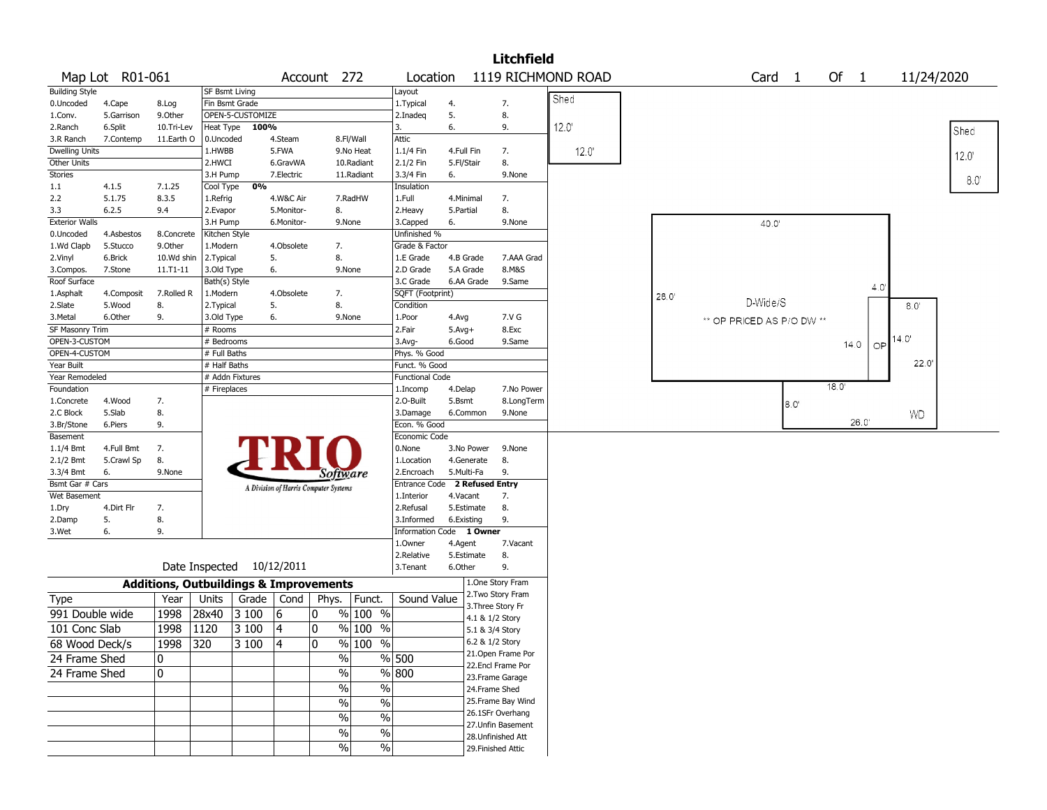# Litchfield

Map Lot R01-061 | Account 272 | Location 1119 RICHMOND ROAD | Card 1 Of 1 | 11/24/2020

| Building Style | | | SF Bsmt Living | | | Layout | | |
|---|---|---|---|---|---|---|---|---|
| 0.Uncoded | 4.Cape | 8.Log | Fin Bsmt Grade | | | 1.Typical | 4. | 7. |
| 1.Conv. | 5.Garrison | 9.Other | OPEN-5-CUSTOMIZE | | | 2.Inadeq | 5. | 8. |
| 2.Ranch | 6.Split | 10.Tri-Lev | Heat Type 100% | | | 3. | 6. | 9. |
| 3.R Ranch | 7.Contemp | 11.Earth O | 0.Uncoded | 4.Steam | 8.Fl/Wall | Attic | | |
| Dwelling Units | | | 1.HWBB | 5.FWA | 9.No Heat | 1.1/4 Fin | 4.Full Fin | 7. |
| Other Units | | | 2.HWCI | 6.GravWA | 10.Radiant | 2.1/2 Fin | 5.Fl/Stair | 8. |
| Stories | | | 3.H Pump | 7.Electric | 11.Radiant | 3.3/4 Fin | 6. | 9.None |
| 1.1 | 4.1.5 | 7.1.25 | Cool Type 0% | | | Insulation | | |
| 2.2 | 5.1.75 | 8.3.5 | 1.Refrig | 4.W&C Air | 7.RadHW | 1.Full | 4.Minimal | 7. |
| 3.3 | 6.2.5 | 9.4 | 2.Evapor | 5.Monitor- | 8. | 2.Heavy | 5.Partial | 8. |
| Exterior Walls | | | 3.H Pump | 6.Monitor- | 9.None | 3.Capped | 6. | 9.None |
| 0.Uncoded | 4.Asbestos | 8.Concrete | Kitchen Style | | | Unfinished % | | |
| 1.Wd Clapb | 5.Stucco | 9.Other | 1.Modern | 4.Obsolete | 7. | Grade & Factor | | |
| 2.Vinyl | 6.Brick | 10.Wd shin | 2.Typical | 5. | 8. | 1.E Grade | 4.B Grade | 7.AAA Grad |
| 3.Compos. | 7.Stone | 11.T1-11 | 3.Old Type | 6. | 9.None | 2.D Grade | 5.A Grade | 8.M&S |
| Roof Surface | | | Bath(s) Style | | | 3.C Grade | 6.AA Grade | 9.Same |
| 1.Asphalt | 4.Composit | 7.Rolled R | 1.Modern | 4.Obsolete | 7. | SQFT (Footprint) | | |
| 2.Slate | 5.Wood | 8. | 2.Typical | 5. | 8. | Condition | | |
| 3.Metal | 6.Other | 9. | 3.Old Type | 6. | 9.None | 1.Poor | 4.Avg | 7.V G |
| SF Masonry Trim | | | # Rooms | | | 2.Fair | 5.Avg+ | 8.Exc |
| OPEN-3-CUSTOM | | | # Bedrooms | | | 3.Avg- | 6.Good | 9.Same |
| OPEN-4-CUSTOM | | | # Full Baths | | | Phys. % Good | | |
| Year Built | | | # Half Baths | | | Funct. % Good | | |
| Year Remodeled | | | # Addn Fixtures | | | Functional Code | | |
| Foundation | | | # Fireplaces | | | 1.Incomp | 4.Delap | 7.No Power |
| 1.Concrete | 4.Wood | 7. | | | | 2.O-Built | 5.Bsmt | 8.LongTerm |
| 2.C Block | 5.Slab | 8. | | | | 3.Damage | 6.Common | 9.None |
| 3.Br/Stone | 6.Piers | 9. | | | | Econ. % Good | | |
| Basement | | | | | | Economic Code | | |
| 1.1/4 Bmt | 4.Full Bmt | 7. | | | | 0.None | 3.No Power | 9.None |
| 2.1/2 Bmt | 5.Crawl Sp | 8. | | | | 1.Location | 4.Generate | 8. |
| 3.3/4 Bmt | 6. | 9.None | | | | 2.Encroach | 5.Multi-Fa | 9. |
| Bsmt Gar # Cars | | | | | | Entrance Code 2 Refused Entry | | |
| Wet Basement | | | | | | 1.Interior | 4.Vacant | 7. |
| 1.Dry | 4.Dirt Flr | 7. | | | | 2.Refusal | 5.Estimate | 8. |
| 2.Damp | 5. | 8. | | | | 3.Informed | 6.Existing | 9. |
| 3.Wet | 6. | 9. | | | | Information Code 1 Owner | | |
| | | | | | | 1.Owner | 4.Agent | 7.Vacant |
| | | | | | | 2.Relative | 5.Estimate | 8. |
| | | | Date Inspected 10/12/2011 | | | 3.Tenant | 6.Other | 9. |

TRIO Software — A Division of Harris Computer Systems

## Additions, Outbuildings & Improvements

| Type | Year | Units | Grade | Cond | Phys. | Funct. | Sound Value |
|---|---|---|---|---|---|---|---|
| 991 Double wide | 1998 | 28x40 | 3 100 | 6 | 0 % | 100 % | |
| 101 Conc Slab | 1998 | 1120 | 3 100 | 4 | 0 % | 100 % | |
| 68 Wood Deck/s | 1998 | 320 | 3 100 | 4 | 0 % | 100 % | |
| 24 Frame Shed | 0 | | | | % | % | 500 |
| 24 Frame Shed | 0 | | | | % | % | 800 |
| | | | | | % | % | |
| | | | | | % | % | |
| | | | | | % | % | |
| | | | | | % | % | |
| | | | | | % | % | |

1.One Story Fram
2.Two Story Fram
3.Three Story Fr
4.1 & 1/2 Story
5.1 & 3/4 Story
6.2 & 1/2 Story
21.Open Frame Por
22.Encl Frame Por
23.Frame Garage
24.Frame Shed
25.Frame Bay Wind
26.1SFr Overhang
27.Unfin Basement
28.Unfinished Att
29.Finished Attic

Sketch: Shed 12.0' x 12.0'; Shed 12.0' x 8.0'; D-Wide/S 40.0' x 28.0' — ** OP PRICED AS P/O DW **; OP 4.0' x 14.0'; WD 8.0', 14.0', 22.0', 18.0', 8.0', 26.0'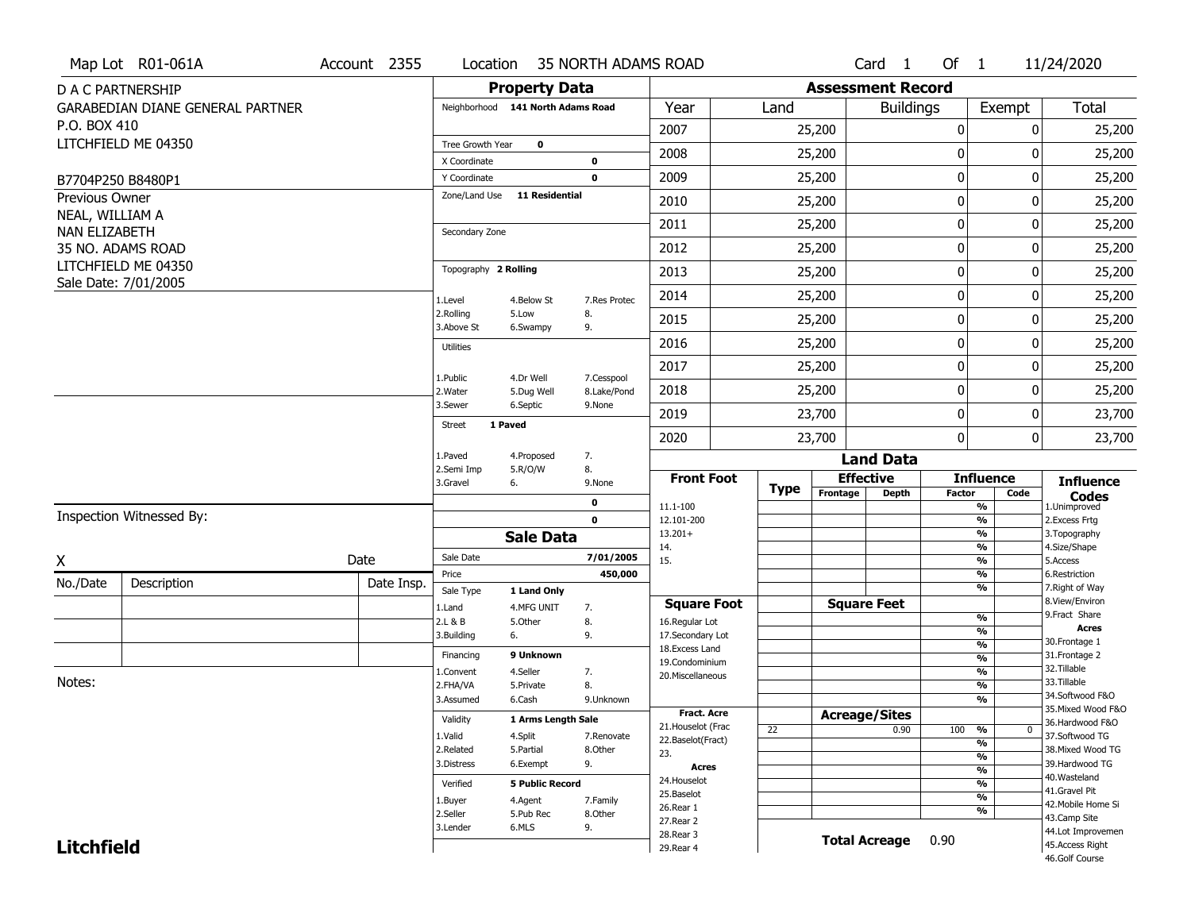Map Lot R01-061A | Account 2355 | Location 35 NORTH ADAMS ROAD | Card 1 Of 1 | 11/24/2020

D A C PARTNERSHIP
GARABEDIAN DIANE GENERAL PARTNER
P.O. BOX 410
LITCHFIELD ME 04350

B7704P250 B8480P1

Previous Owner
NEAL, WILLIAM A
NAN ELIZABETH
35 NO. ADAMS ROAD
LITCHFIELD ME 04350
Sale Date: 7/01/2005

## Property Data

Neighborhood: 141 North Adams Road
Tree Growth Year: 0
X Coordinate: 0
Y Coordinate: 0
Zone/Land Use: 11 Residential
Secondary Zone:

Topography: 2 Rolling

| 1.Level | 4.Below St | 7.Res Protec |
|---|---|---|
| 2.Rolling | 5.Low | 8. |
| 3.Above St | 6.Swampy | 9. |

Utilities:

| 1.Public | 4.Dr Well | 7.Cesspool |
|---|---|---|
| 2.Water | 5.Dug Well | 8.Lake/Pond |
| 3.Sewer | 6.Septic | 9.None |

Street: 1 Paved

| 1.Paved | 4.Proposed | 7. |
|---|---|---|
| 2.Semi Imp | 5.R/O/W | 8. |
| 3.Gravel | 6. | 9.None |

0
0

## Sale Data

Sale Date: 7/01/2005
Price: 450,000
Sale Type: 1 Land Only

| 1.Land | 4.MFG UNIT | 7. |
|---|---|---|
| 2.L & B | 5.Other | 8. |
| 3.Building | 6. | 9. |

Financing: 9 Unknown

| 1.Convent | 4.Seller | 7. |
|---|---|---|
| 2.FHA/VA | 5.Private | 8. |
| 3.Assumed | 6.Cash | 9.Unknown |

Validity: 1 Arms Length Sale

| 1.Valid | 4.Split | 7.Renovate |
|---|---|---|
| 2.Related | 5.Partial | 8.Other |
| 3.Distress | 6.Exempt | 9. |

Verified: 5 Public Record

| 1.Buyer | 4.Agent | 7.Family |
|---|---|---|
| 2.Seller | 5.Pub Rec | 8.Other |
| 3.Lender | 6.MLS | 9. |

## Assessment Record

| Year | Land | Buildings | Exempt | Total |
|---|---|---|---|---|
| 2007 | 25,200 | 0 | 0 | 25,200 |
| 2008 | 25,200 | 0 | 0 | 25,200 |
| 2009 | 25,200 | 0 | 0 | 25,200 |
| 2010 | 25,200 | 0 | 0 | 25,200 |
| 2011 | 25,200 | 0 | 0 | 25,200 |
| 2012 | 25,200 | 0 | 0 | 25,200 |
| 2013 | 25,200 | 0 | 0 | 25,200 |
| 2014 | 25,200 | 0 | 0 | 25,200 |
| 2015 | 25,200 | 0 | 0 | 25,200 |
| 2016 | 25,200 | 0 | 0 | 25,200 |
| 2017 | 25,200 | 0 | 0 | 25,200 |
| 2018 | 25,200 | 0 | 0 | 25,200 |
| 2019 | 23,700 | 0 | 0 | 23,700 |
| 2020 | 23,700 | 0 | 0 | 23,700 |

## Land Data

| Front Foot | Type | Effective Frontage | Effective Depth | Influence Factor | Influence Code |
|---|---|---|---|---|---|
| 11.1-100 | | | | % | |
| 12.101-200 | | | | % | |
| 13.201+ | | | | % | |
| 14. | | | | % | |
| 15. | | | | % | |
| | | | | % | |

| Square Foot | | Square Feet | | |
|---|---|---|---|---|
| 16.Regular Lot | | | % | |
| 17.Secondary Lot | | | % | |
| 18.Excess Land | | | % | |
| 19.Condominium | | | % | |
| 20.Miscellaneous | | | % | |
| | | | % | |
| | | | % | |

| Fract. Acre | Type | Acreage/Sites | Influence Factor | Influence Code |
|---|---|---|---|---|
| 21.Houselot (Frac | 22 | 0.90 | 100 % | 0 |
| 22.Baselot(Fract) | | | % | |
| 23. | | | % | |
| **Acres** | | | % | |
| 24.Houselot | | | % | |
| 25.Baselot | | | % | |
| 26.Rear 1 | | | % | |
| 27.Rear 2 | | | | |
| 28.Rear 3 | | | | |
| 29.Rear 4 | | | | |

Total Acreage: 0.90

**Influence Codes**
1.Unimproved
2.Excess Frtg
3.Topography
4.Size/Shape
5.Access
6.Restriction
7.Right of Way
8.View/Environ
9.Fract Share

**Acres**
30.Frontage 1
31.Frontage 2
32.Tillable
33.Tillable
34.Softwood F&O
35.Mixed Wood F&O
36.Hardwood F&O
37.Softwood TG
38.Mixed Wood TG
39.Hardwood TG
40.Wasteland
41.Gravel Pit
42.Mobile Home Si
43.Camp Site
44.Lot Improvemen
45.Access Right
46.Golf Course

Inspection Witnessed By:

X ______________________ Date

| No./Date | Description | Date Insp. |
|---|---|---|
| | | |
| | | |
| | | |

Notes:

**Litchfield**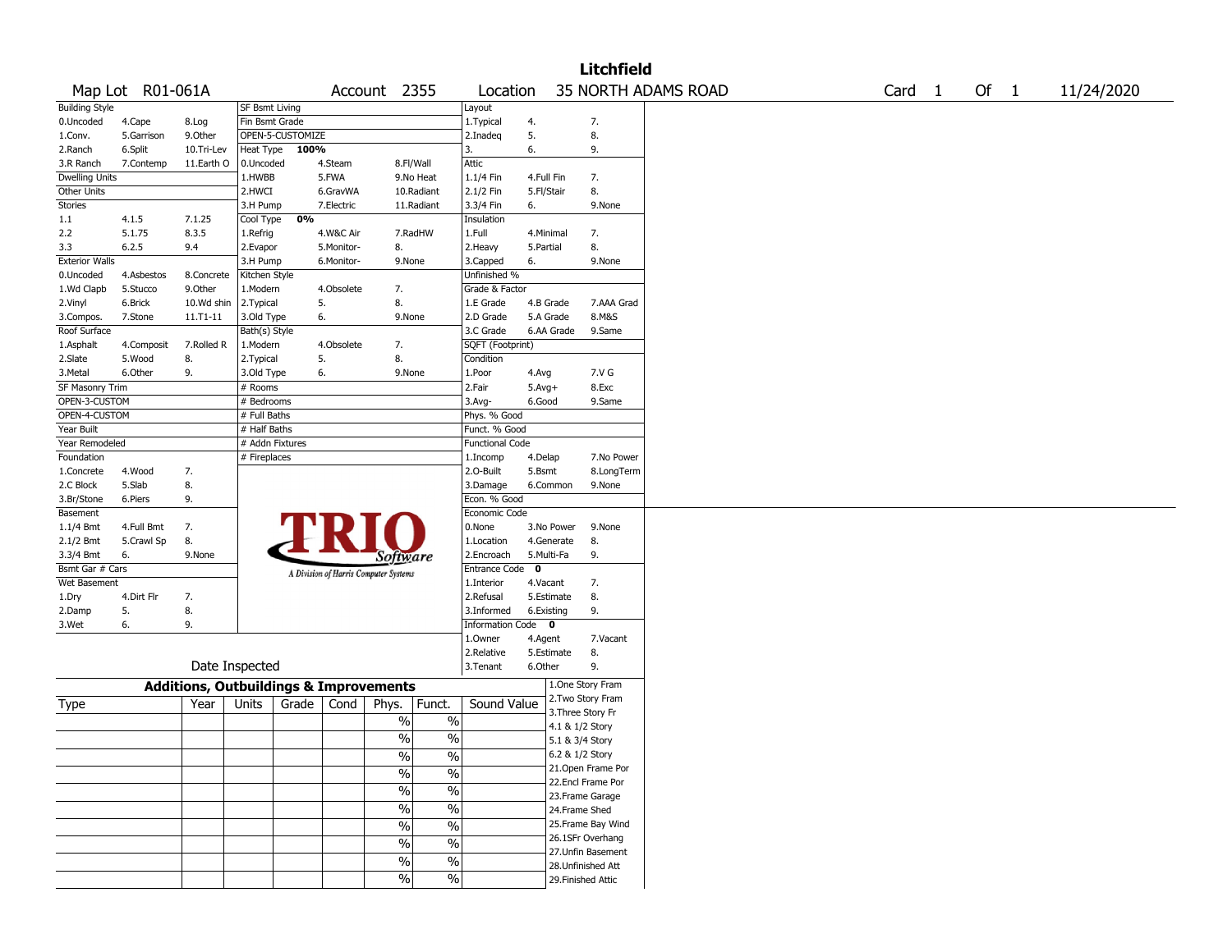# Litchfield

| Map Lot | R01-061A | Account | 2355 | Location | 35 NORTH ADAMS ROAD | Card | 1 | Of | 1 | 11/24/2020 |
|---|---|---|---|---|---|---|---|---|---|---|

| Building Style | | | SF Bsmt Living | | | Layout | | |
|---|---|---|---|---|---|---|---|---|
| 0.Uncoded | 4.Cape | 8.Log | Fin Bsmt Grade | | | 1.Typical | 4. | 7. |
| 1.Conv. | 5.Garrison | 9.Other | OPEN-5-CUSTOMIZE | | | 2.Inadeq | 5. | 8. |
| 2.Ranch | 6.Split | 10.Tri-Lev | Heat Type 100% | | | 3. | 6. | 9. |
| 3.R Ranch | 7.Contemp | 11.Earth O | 0.Uncoded | 4.Steam | 8.Fl/Wall | Attic | | |
| Dwelling Units | | | 1.HWBB | 5.FWA | 9.No Heat | 1.1/4 Fin | 4.Full Fin | 7. |
| Other Units | | | 2.HWCI | 6.GravWA | 10.Radiant | 2.1/2 Fin | 5.Fl/Stair | 8. |
| Stories | | | 3.H Pump | 7.Electric | 11.Radiant | 3.3/4 Fin | 6. | 9.None |
| 1.1 | 4.1.5 | 7.1.25 | Cool Type 0% | | | Insulation | | |
| 2.2 | 5.1.75 | 8.3.5 | 1.Refrig | 4.W&C Air | 7.RadHW | 1.Full | 4.Minimal | 7. |
| 3.3 | 6.2.5 | 9.4 | 2.Evapor | 5.Monitor- | 8. | 2.Heavy | 5.Partial | 8. |
| Exterior Walls | | | 3.H Pump | 6.Monitor- | 9.None | 3.Capped | 6. | 9.None |
| 0.Uncoded | 4.Asbestos | 8.Concrete | Kitchen Style | | | Unfinished % | | |
| 1.Wd Clapb | 5.Stucco | 9.Other | 1.Modern | 4.Obsolete | 7. | Grade & Factor | | |
| 2.Vinyl | 6.Brick | 10.Wd shin | 2.Typical | 5. | 8. | 1.E Grade | 4.B Grade | 7.AAA Grad |
| 3.Compos. | 7.Stone | 11.T1-11 | 3.Old Type | 6. | 9.None | 2.D Grade | 5.A Grade | 8.M&S |
| Roof Surface | | | Bath(s) Style | | | 3.C Grade | 6.AA Grade | 9.Same |
| 1.Asphalt | 4.Composit | 7.Rolled R | 1.Modern | 4.Obsolete | 7. | SQFT (Footprint) | | |
| 2.Slate | 5.Wood | 8. | 2.Typical | 5. | 8. | Condition | | |
| 3.Metal | 6.Other | 9. | 3.Old Type | 6. | 9.None | 1.Poor | 4.Avg | 7.V G |
| SF Masonry Trim | | | # Rooms | | | 2.Fair | 5.Avg+ | 8.Exc |
| OPEN-3-CUSTOM | | | # Bedrooms | | | 3.Avg- | 6.Good | 9.Same |
| OPEN-4-CUSTOM | | | # Full Baths | | | Phys. % Good | | |
| Year Built | | | # Half Baths | | | Funct. % Good | | |
| Year Remodeled | | | # Addn Fixtures | | | Functional Code | | |
| Foundation | | | # Fireplaces | | | 1.Incomp | 4.Delap | 7.No Power |
| 1.Concrete | 4.Wood | 7. | | | | 2.O-Built | 5.Bsmt | 8.LongTerm |
| 2.C Block | 5.Slab | 8. | | | | 3.Damage | 6.Common | 9.None |
| 3.Br/Stone | 6.Piers | 9. | | | | Econ. % Good | | |
| Basement | | | | | | Economic Code | | |
| 1.1/4 Bmt | 4.Full Bmt | 7. | | | | 0.None | 3.No Power | 9.None |
| 2.1/2 Bmt | 5.Crawl Sp | 8. | | | | 1.Location | 4.Generate | 8. |
| 3.3/4 Bmt | 6. | 9.None | | | | 2.Encroach | 5.Multi-Fa | 9. |
| Bsmt Gar # Cars | | | | | | Entrance Code 0 | | |
| Wet Basement | | | | | | 1.Interior | 4.Vacant | 7. |
| 1.Dry | 4.Dirt Flr | 7. | | | | 2.Refusal | 5.Estimate | 8. |
| 2.Damp | 5. | 8. | | | | 3.Informed | 6.Existing | 9. |
| 3.Wet | 6. | 9. | | | | Information Code 0 | | |
| | | | | | | 1.Owner | 4.Agent | 7.Vacant |
| | | | | | | 2.Relative | 5.Estimate | 8. |
| Date Inspected | | | | | | 3.Tenant | 6.Other | 9. |

## Additions, Outbuildings & Improvements

| Type | Year | Units | Grade | Cond | Phys. | Funct. | Sound Value | |
|---|---|---|---|---|---|---|---|---|
| | | | | | % | % | | 1.One Story Fram |
| | | | | | % | % | | 2.Two Story Fram |
| | | | | | % | % | | 3.Three Story Fr |
| | | | | | % | % | | 4.1 & 1/2 Story |
| | | | | | % | % | | 5.1 & 3/4 Story |
| | | | | | % | % | | 6.2 & 1/2 Story |
| | | | | | % | % | | 21.Open Frame Por |
| | | | | | % | % | | 22.Encl Frame Por |
| | | | | | % | % | | 23.Frame Garage |
| | | | | | % | % | | 24.Frame Shed |
| | | | | | | | | 25.Frame Bay Wind |
| | | | | | | | | 26.1SFr Overhang |
| | | | | | | | | 27.Unfin Basement |
| | | | | | | | | 28.Unfinished Att |
| | | | | | | | | 29.Finished Attic |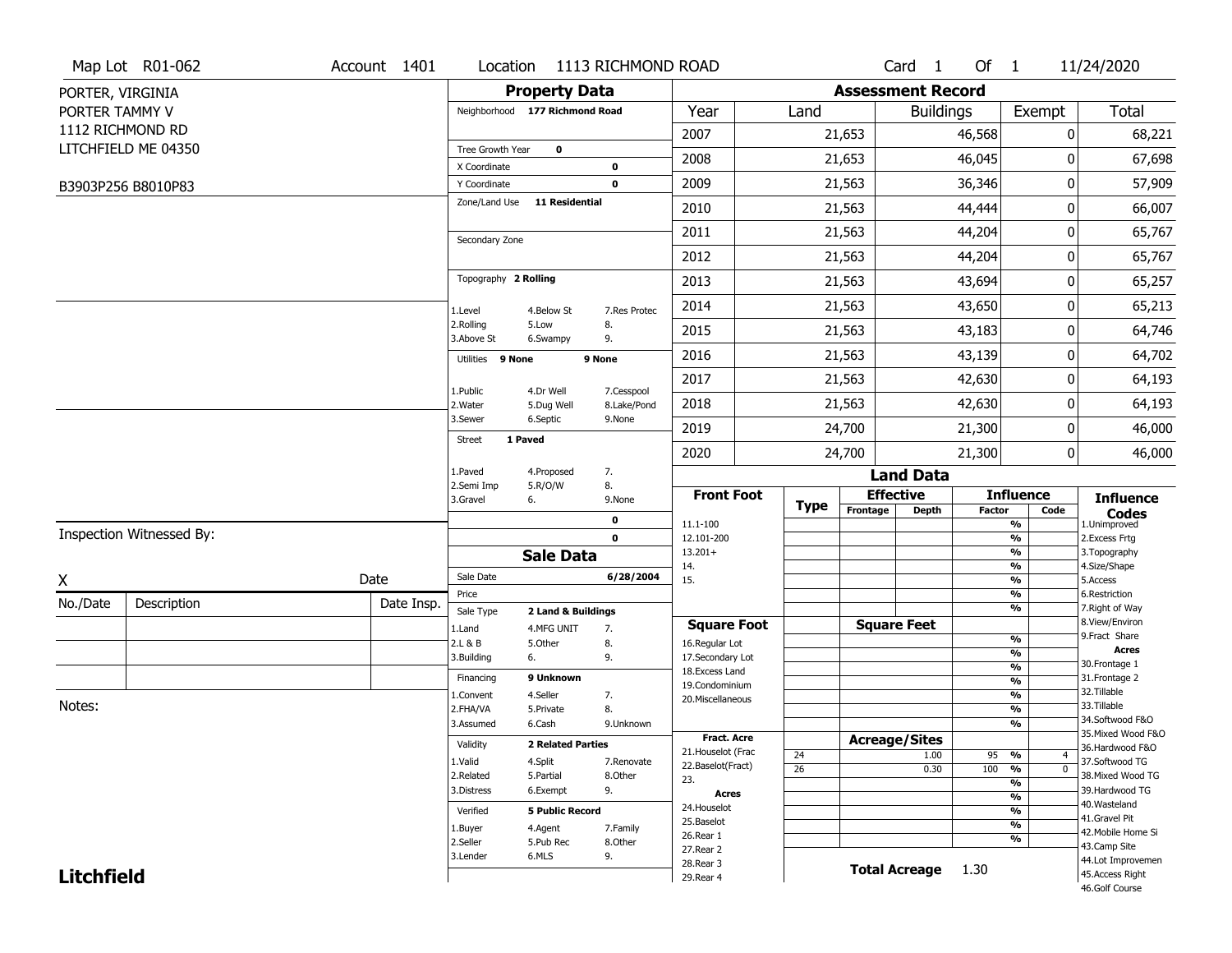Map Lot R01-062 | Account 1401 | Location 1113 RICHMOND ROAD | Card 1 Of 1 | 11/24/2020

PORTER, VIRGINIA
PORTER TAMMY V
1112 RICHMOND RD
LITCHFIELD ME 04350

B3903P256 B8010P83

## Property Data

Neighborhood **177 Richmond Road**

Tree Growth Year **0**
X Coordinate **0**
Y Coordinate **0**
Zone/Land Use **11 Residential**

Secondary Zone

Topography **2 Rolling**

1.Level 4.Below St 7.Res Protec
2.Rolling 5.Low 8.
3.Above St 6.Swampy 9.

Utilities **9 None** **9 None**

1.Public 4.Dr Well 7.Cesspool
2.Water 5.Dug Well 8.Lake/Pond
3.Sewer 6.Septic 9.None

Street **1 Paved**

1.Paved 4.Proposed 7.
2.Semi Imp 5.R/O/W 8.
3.Gravel 6. 9.None

**0**
**0**

## Sale Data

Sale Date **6/28/2004**
Price
Sale Type **2 Land & Buildings**

1.Land 4.MFG UNIT 7.
2.L & B 5.Other 8.
3.Building 6. 9.

Financing **9 Unknown**

1.Convent 4.Seller 7.
2.FHA/VA 5.Private 8.
3.Assumed 6.Cash 9.Unknown

Validity **2 Related Parties**

1.Valid 4.Split 7.Renovate
2.Related 5.Partial 8.Other
3.Distress 6.Exempt 9.

Verified **5 Public Record**

1.Buyer 4.Agent 7.Family
2.Seller 5.Pub Rec 8.Other
3.Lender 6.MLS 9.

## Assessment Record

| Year | Land | Buildings | Exempt | Total |
|---|---|---|---|---|
| 2007 | 21,653 | 46,568 | 0 | 68,221 |
| 2008 | 21,653 | 46,045 | 0 | 67,698 |
| 2009 | 21,563 | 36,346 | 0 | 57,909 |
| 2010 | 21,563 | 44,444 | 0 | 66,007 |
| 2011 | 21,563 | 44,204 | 0 | 65,767 |
| 2012 | 21,563 | 44,204 | 0 | 65,767 |
| 2013 | 21,563 | 43,694 | 0 | 65,257 |
| 2014 | 21,563 | 43,650 | 0 | 65,213 |
| 2015 | 21,563 | 43,183 | 0 | 64,746 |
| 2016 | 21,563 | 43,139 | 0 | 64,702 |
| 2017 | 21,563 | 42,630 | 0 | 64,193 |
| 2018 | 21,563 | 42,630 | 0 | 64,193 |
| 2019 | 24,700 | 21,300 | 0 | 46,000 |
| 2020 | 24,700 | 21,300 | 0 | 46,000 |

## Land Data

| Type | Effective Frontage | Effective Depth | Influence Factor | Influence Code |
|---|---|---|---|---|
| **Front Foot** | | | | |
| 11.1-100 | | | % | |
| 12.101-200 | | | % | |
| 13.201+ | | | % | |
| 14. | | | % | |
| 15. | | | % | |
| **Square Foot** | **Square Feet** | | | |
| 16.Regular Lot | | | % | |
| 17.Secondary Lot | | | % | |
| 18.Excess Land | | | % | |
| 19.Condominium | | | % | |
| 20.Miscellaneous | | | % | |
| **Fract. Acre** | **Acreage/Sites** | | | |
| 24 | | 1.00 | 95 % | 4 |
| 26 | | 0.30 | 100 % | 0 |
| | | | % | |

Fract. Acre: 21.Houselot (Frac, 22.Baselot(Fract), 23.
Acres: 24.Houselot, 25.Baselot, 26.Rear 1, 27.Rear 2, 28.Rear 3, 29.Rear 4

**Total Acreage** 1.30

**Influence Codes**
1.Unimproved
2.Excess Frtg
3.Topography
4.Size/Shape
5.Access
6.Restriction
7.Right of Way
8.View/Environ
9.Fract Share
**Acres**
30.Frontage 1
31.Frontage 2
32.Tillable
33.Tillable
34.Softwood F&O
35.Mixed Wood F&O
36.Hardwood F&O
37.Softwood TG
38.Mixed Wood TG
39.Hardwood TG
40.Wasteland
41.Gravel Pit
42.Mobile Home Si
43.Camp Site
44.Lot Improvemen
45.Access Right
46.Golf Course

Inspection Witnessed By:

X Date

| No./Date | Description | Date Insp. |
|---|---|---|
| | | |
| | | |
| | | |

Notes:

**Litchfield**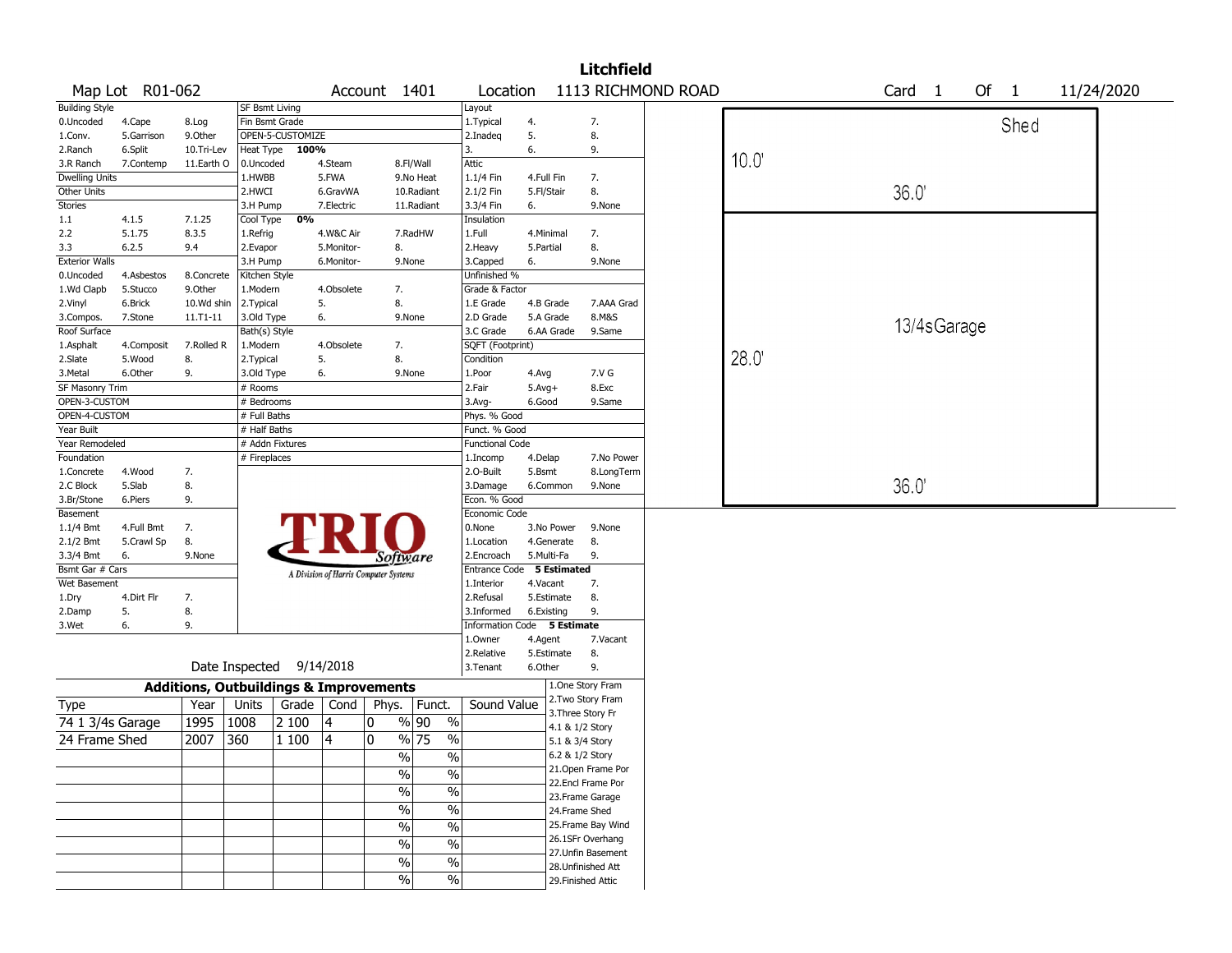# Litchfield

Map Lot R01-062 | Account 1401 | Location 1113 RICHMOND ROAD | Card 1 Of 1 | 11/24/2020

| Building Style | | | SF Bsmt Living | | | Layout | | |
|---|---|---|---|---|---|---|---|---|
| 0.Uncoded | 4.Cape | 8.Log | Fin Bsmt Grade | | | 1.Typical | 4. | 7. |
| 1.Conv. | 5.Garrison | 9.Other | OPEN-5-CUSTOMIZE | | | 2.Inadeq | 5. | 8. |
| 2.Ranch | 6.Split | 10.Tri-Lev | Heat Type 100% | | | 3. | 6. | 9. |
| 3.R Ranch | 7.Contemp | 11.Earth O | 0.Uncoded | 4.Steam | 8.Fl/Wall | Attic | | |
| Dwelling Units | | | 1.HWBB | 5.FWA | 9.No Heat | 1.1/4 Fin | 4.Full Fin | 7. |
| Other Units | | | 2.HWCI | 6.GravWA | 10.Radiant | 2.1/2 Fin | 5.Fl/Stair | 8. |
| Stories | | | 3.H Pump | 7.Electric | 11.Radiant | 3.3/4 Fin | 6. | 9.None |
| 1.1 | 4.1.5 | 7.1.25 | Cool Type 0% | | | Insulation | | |
| 2.2 | 5.1.75 | 8.3.5 | 1.Refrig | 4.W&C Air | 7.RadHW | 1.Full | 4.Minimal | 7. |
| 3.3 | 6.2.5 | 9.4 | 2.Evapor | 5.Monitor- | 8. | 2.Heavy | 5.Partial | 8. |
| Exterior Walls | | | 3.H Pump | 6.Monitor- | 9.None | 3.Capped | 6. | 9.None |
| 0.Uncoded | 4.Asbestos | 8.Concrete | Kitchen Style | | | Unfinished % | | |
| 1.Wd Clapb | 5.Stucco | 9.Other | 1.Modern | 4.Obsolete | 7. | Grade & Factor | | |
| 2.Vinyl | 6.Brick | 10.Wd shin | 2.Typical | 5. | 8. | 1.E Grade | 4.B Grade | 7.AAA Grad |
| 3.Compos. | 7.Stone | 11.T1-11 | 3.Old Type | 6. | 9.None | 2.D Grade | 5.A Grade | 8.M&S |
| Roof Surface | | | Bath(s) Style | | | 3.C Grade | 6.AA Grade | 9.Same |
| 1.Asphalt | 4.Composit | 7.Rolled R | 1.Modern | 4.Obsolete | 7. | SQFT (Footprint) | | |
| 2.Slate | 5.Wood | 8. | 2.Typical | 5. | 8. | Condition | | |
| 3.Metal | 6.Other | 9. | 3.Old Type | 6. | 9.None | 1.Poor | 4.Avg | 7.V G |
| SF Masonry Trim | | | # Rooms | | | 2.Fair | 5.Avg+ | 8.Exc |
| OPEN-3-CUSTOM | | | # Bedrooms | | | 3.Avg- | 6.Good | 9.Same |
| OPEN-4-CUSTOM | | | # Full Baths | | | Phys. % Good | | |
| Year Built | | | # Half Baths | | | Funct. % Good | | |
| Year Remodeled | | | # Addn Fixtures | | | Functional Code | | |
| Foundation | | | # Fireplaces | | | 1.Incomp | 4.Delap | 7.No Power |
| 1.Concrete | 4.Wood | 7. | | | | 2.O-Built | 5.Bsmt | 8.LongTerm |
| 2.C Block | 5.Slab | 8. | | | | 3.Damage | 6.Common | 9.None |
| 3.Br/Stone | 6.Piers | 9. | | | | Econ. % Good | | |
| Basement | | | | | | Economic Code | | |
| 1.1/4 Bmt | 4.Full Bmt | 7. | | | | 0.None | 3.No Power | 9.None |
| 2.1/2 Bmt | 5.Crawl Sp | 8. | | | | 1.Location | 4.Generate | 8. |
| 3.3/4 Bmt | 6. | 9.None | | | | 2.Encroach | 5.Multi-Fa | 9. |
| Bsmt Gar # Cars | | | | | | Entrance Code 5 Estimated | | |
| Wet Basement | | | | | | 1.Interior | 4.Vacant | 7. |
| 1.Dry | 4.Dirt Flr | 7. | | | | 2.Refusal | 5.Estimate | 8. |
| 2.Damp | 5. | 8. | | | | 3.Informed | 6.Existing | 9. |
| 3.Wet | 6. | 9. | | | | Information Code 5 Estimate | | |
| | | | | | | 1.Owner | 4.Agent | 7.Vacant |
| | | | | | | 2.Relative | 5.Estimate | 8. |
| | | | | | | 3.Tenant | 6.Other | 9. |

TRIO Software — A Division of Harris Computer Systems

Date Inspected 9/14/2018

## Additions, Outbuildings & Improvements

| Type | Year | Units | Grade | Cond | Phys. | Funct. | Sound Value |
|---|---|---|---|---|---|---|---|
| 74 1 3/4s Garage | 1995 | 1008 | 2 100 | 4 | 0 % | 90 % | |
| 24 Frame Shed | 2007 | 360 | 1 100 | 4 | 0 % | 75 % | |
| | | | | | % | % | |
| | | | | | % | % | |
| | | | | | % | % | |
| | | | | | % | % | |
| | | | | | % | % | |
| | | | | | % | % | |
| | | | | | % | % | |
| | | | | | % | % | |

1.One Story Fram
2.Two Story Fram
3.Three Story Fr
4.1 & 1/2 Story
5.1 & 3/4 Story
6.2 & 1/2 Story
21.Open Frame Por
22.Encl Frame Por
23.Frame Garage
24.Frame Shed
25.Frame Bay Wind
26.1SFr Overhang
27.Unfin Basement
28.Unfinished Att
29.Finished Attic

Sketch: Shed 10.0' x 36.0'; 13/4sGarage 28.0' x 36.0'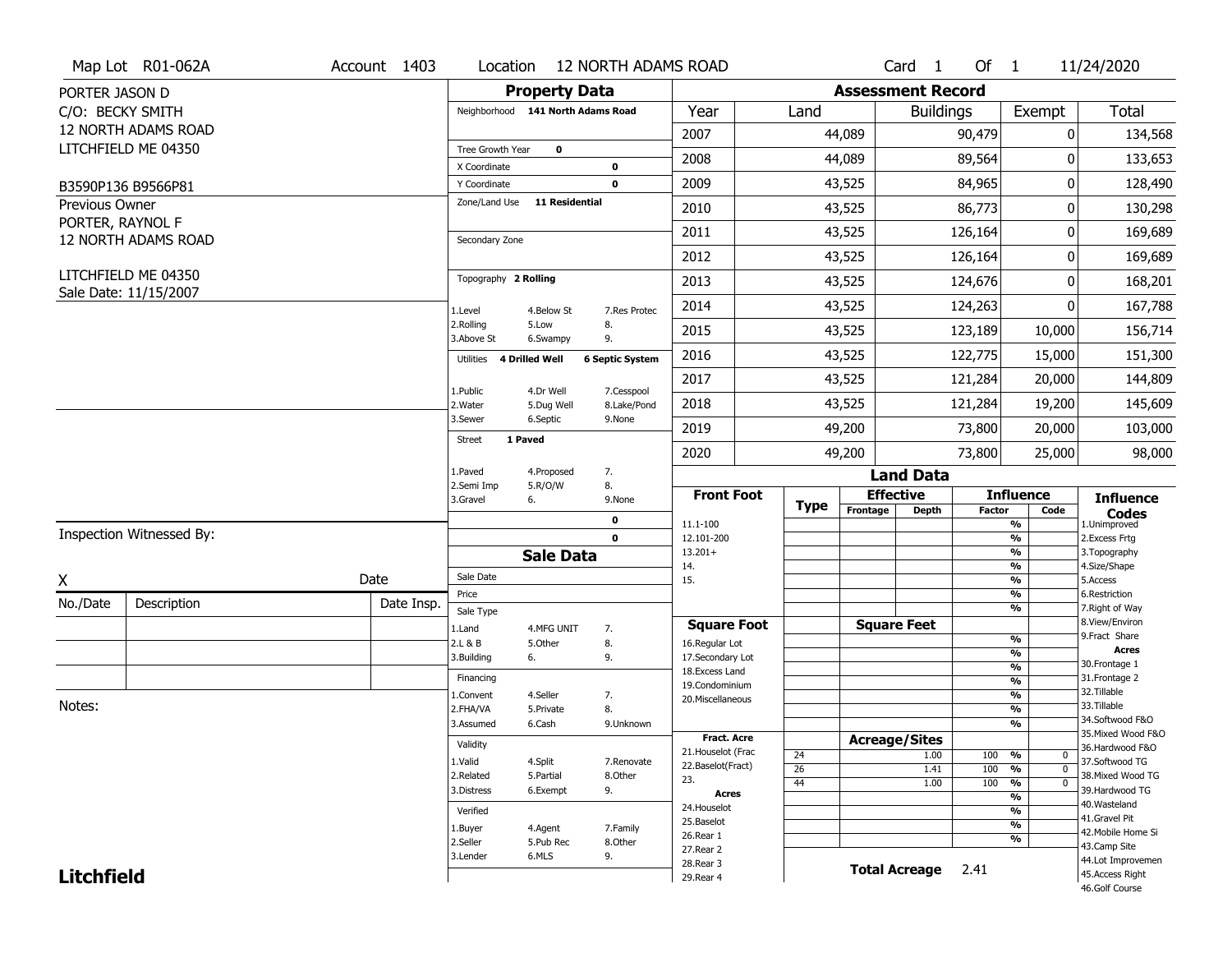Map Lot R01-062A | Account 1403 | Location 12 NORTH ADAMS ROAD | Card 1 Of 1 | 11/24/2020

PORTER JASON D
C/O: BECKY SMITH
12 NORTH ADAMS ROAD
LITCHFIELD ME 04350

B3590P136 B9566P81

Previous Owner
PORTER, RAYNOL F
12 NORTH ADAMS ROAD

LITCHFIELD ME 04350
Sale Date: 11/15/2007

## Property Data

Neighborhood 141 North Adams Road

Tree Growth Year 0
X Coordinate 0
Y Coordinate 0
Zone/Land Use 11 Residential

Secondary Zone

Topography 2 Rolling

1.Level 4.Below St 7.Res Protec
2.Rolling 5.Low 8.
3.Above St 6.Swampy 9.

Utilities 4 Drilled Well 6 Septic System

1.Public 4.Dr Well 7.Cesspool
2.Water 5.Dug Well 8.Lake/Pond
3.Sewer 6.Septic 9.None

Street 1 Paved

1.Paved 4.Proposed 7.
2.Semi Imp 5.R/O/W 8.
3.Gravel 6. 9.None

0
0

## Sale Data

Sale Date
Price
Sale Type
1.Land 4.MFG UNIT 7.
2.L & B 5.Other 8.
3.Building 6. 9.

Financing
1.Convent 4.Seller 7.
2.FHA/VA 5.Private 8.
3.Assumed 6.Cash 9.Unknown

Validity
1.Valid 4.Split 7.Renovate
2.Related 5.Partial 8.Other
3.Distress 6.Exempt 9.

Verified
1.Buyer 4.Agent 7.Family
2.Seller 5.Pub Rec 8.Other
3.Lender 6.MLS 9.

## Assessment Record

| Year | Land | Buildings | Exempt | Total |
|---|---|---|---|---|
| 2007 | 44,089 | 90,479 | 0 | 134,568 |
| 2008 | 44,089 | 89,564 | 0 | 133,653 |
| 2009 | 43,525 | 84,965 | 0 | 128,490 |
| 2010 | 43,525 | 86,773 | 0 | 130,298 |
| 2011 | 43,525 | 126,164 | 0 | 169,689 |
| 2012 | 43,525 | 126,164 | 0 | 169,689 |
| 2013 | 43,525 | 124,676 | 0 | 168,201 |
| 2014 | 43,525 | 124,263 | 0 | 167,788 |
| 2015 | 43,525 | 123,189 | 10,000 | 156,714 |
| 2016 | 43,525 | 122,775 | 15,000 | 151,300 |
| 2017 | 43,525 | 121,284 | 20,000 | 144,809 |
| 2018 | 43,525 | 121,284 | 19,200 | 145,609 |
| 2019 | 49,200 | 73,800 | 20,000 | 103,000 |
| 2020 | 49,200 | 73,800 | 25,000 | 98,000 |

## Land Data

Front Foot: 11.1-100, 12.101-200, 13.201+, 14., 15.

Square Foot: 16.Regular Lot, 17.Secondary Lot, 18.Excess Land, 19.Condominium, 20.Miscellaneous

Fract. Acre: 21.Houselot (Frac, 22.Baselot(Fract), 23.

Acres: 24.Houselot, 25.Baselot, 26.Rear 1, 27.Rear 2, 28.Rear 3, 29.Rear 4

Acreage/Sites

| Type | Acreage | Factor | Code |
|---|---|---|---|
| 24 | 1.00 | 100 % | 0 |
| 26 | 1.41 | 100 % | 0 |
| 44 | 1.00 | 100 % | 0 |

Total Acreage 2.41

Influence Codes: 1.Unimproved, 2.Excess Frtg, 3.Topography, 4.Size/Shape, 5.Access, 6.Restriction, 7.Right of Way, 8.View/Environ, 9.Fract Share

Acres: 30.Frontage 1, 31.Frontage 2, 32.Tillable, 33.Tillable, 34.Softwood F&O, 35.Mixed Wood F&O, 36.Hardwood F&O, 37.Softwood TG, 38.Mixed Wood TG, 39.Hardwood TG, 40.Wasteland, 41.Gravel Pit, 42.Mobile Home Si, 43.Camp Site, 44.Lot Improvemen, 45.Access Right, 46.Golf Course

Inspection Witnessed By:

X Date

| No./Date | Description | Date Insp. |
|---|---|---|
| | | |
| | | |
| | | |

Notes:

**Litchfield**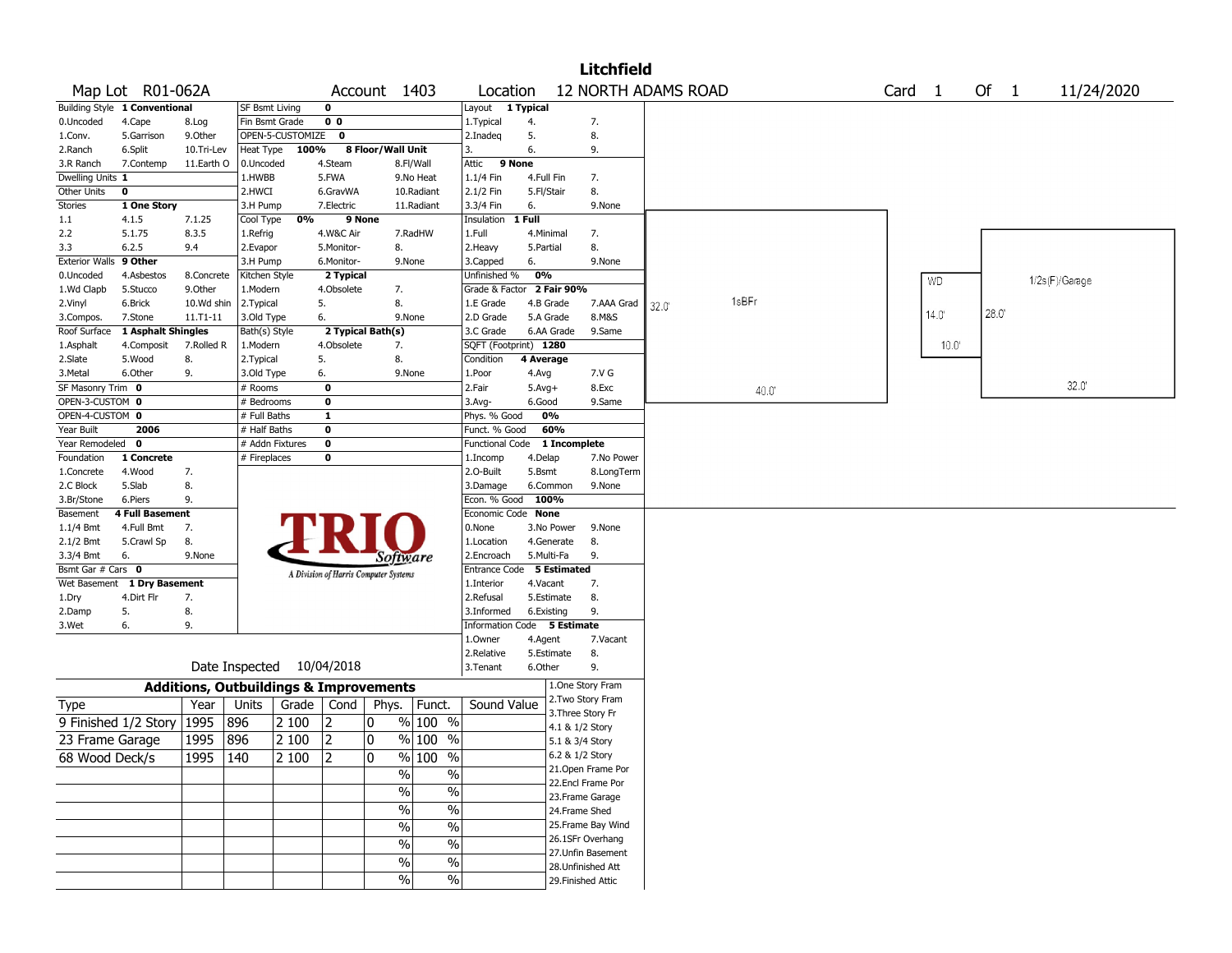# Litchfield

Map Lot R01-062A | Account 1403 | Location 12 NORTH ADAMS ROAD | Card 1 Of 1 | 11/24/2020

| Field | Value | | |
|---|---|---|---|
| Building Style | 1 Conventional | | |
| 0.Uncoded | 4.Cape | 8.Log | |
| 1.Conv. | 5.Garrison | 9.Other | |
| 2.Ranch | 6.Split | 10.Tri-Lev | |
| 3.R Ranch | 7.Contemp | 11.Earth O | |
| Dwelling Units | 1 | | |
| Other Units | 0 | | |
| Stories | 1 One Story | | |
| 1.1 | 4.1.5 | 7.1.25 | |
| 2.2 | 5.1.75 | 8.3.5 | |
| 3.3 | 6.2.5 | 9.4 | |
| Exterior Walls | 9 Other | | |
| 0.Uncoded | 4.Asbestos | 8.Concrete | |
| 1.Wd Clapb | 5.Stucco | 9.Other | |
| 2.Vinyl | 6.Brick | 10.Wd shin | |
| 3.Compos. | 7.Stone | 11.T1-11 | |
| Roof Surface | 1 Asphalt Shingles | | |
| 1.Asphalt | 4.Composit | 7.Rolled R | |
| 2.Slate | 5.Wood | 8. | |
| 3.Metal | 6.Other | 9. | |
| SF Masonry Trim | 0 | | |
| OPEN-3-CUSTOM | 0 | | |
| OPEN-4-CUSTOM | 0 | | |
| Year Built | 2006 | | |
| Year Remodeled | 0 | | |
| Foundation | 1 Concrete | | |
| 1.Concrete | 4.Wood | 7. | |
| 2.C Block | 5.Slab | 8. | |
| 3.Br/Stone | 6.Piers | 9. | |
| Basement | 4 Full Basement | | |
| 1.1/4 Bmt | 4.Full Bmt | 7. | |
| 2.1/2 Bmt | 5.Crawl Sp | 8. | |
| 3.3/4 Bmt | 6. | 9.None | |
| Bsmt Gar # Cars | 0 | | |
| Wet Basement | 1 Dry Basement | | |
| 1.Dry | 4.Dirt Flr | 7. | |
| 2.Damp | 5. | 8. | |
| 3.Wet | 6. | 9. | |

| Field | Value | | |
|---|---|---|---|
| SF Bsmt Living | 0 | | |
| Fin Bsmt Grade | 0 0 | | |
| OPEN-5-CUSTOMIZE | 0 | | |
| Heat Type | 100% | 8 Floor/Wall Unit | |
| 0.Uncoded | 4.Steam | 8.Fl/Wall | |
| 1.HWBB | 5.FWA | 9.No Heat | |
| 2.HWCI | 6.GravWA | 10.Radiant | |
| 3.H Pump | 7.Electric | 11.Radiant | |
| Cool Type | 0% | 9 None | |
| 1.Refrig | 4.W&C Air | 7.RadHW | |
| 2.Evapor | 5.Monitor- | 8. | |
| 3.H Pump | 6.Monitor- | 9.None | |
| Kitchen Style | 2 Typical | | |
| 1.Modern | 4.Obsolete | 7. | |
| 2.Typical | 5. | 8. | |
| 3.Old Type | 6. | 9.None | |
| Bath(s) Style | 2 Typical Bath(s) | | |
| 1.Modern | 4.Obsolete | 7. | |
| 2.Typical | 5. | 8. | |
| 3.Old Type | 6. | 9.None | |
| # Rooms | 0 | | |
| # Bedrooms | 0 | | |
| # Full Baths | 1 | | |
| # Half Baths | 0 | | |
| # Addn Fixtures | 0 | | |
| # Fireplaces | 0 | | |

| Field | Value | | |
|---|---|---|---|
| Layout | 1 Typical | | |
| 1.Typical | 4. | 7. | |
| 2.Inadeq | 5. | 8. | |
| 3. | 6. | 9. | |
| Attic | 9 None | | |
| 1.1/4 Fin | 4.Full Fin | 7. | |
| 2.1/2 Fin | 5.Fl/Stair | 8. | |
| 3.3/4 Fin | 6. | 9.None | |
| Insulation | 1 Full | | |
| 1.Full | 4.Minimal | 7. | |
| 2.Heavy | 5.Partial | 8. | |
| 3.Capped | 6. | 9.None | |
| Unfinished % | 0% | | |
| Grade & Factor | 2 Fair 90% | | |
| 1.E Grade | 4.B Grade | 7.AAA Grad | |
| 2.D Grade | 5.A Grade | 8.M&S | |
| 3.C Grade | 6.AA Grade | 9.Same | |
| SQFT (Footprint) | 1280 | | |
| Condition | 4 Average | | |
| 1.Poor | 4.Avg | 7.V G | |
| 2.Fair | 5.Avg+ | 8.Exc | |
| 3.Avg- | 6.Good | 9.Same | |
| Phys. % Good | 0% | | |
| Funct. % Good | 60% | | |
| Functional Code | 1 Incomplete | | |
| 1.Incomp | 4.Delap | 7.No Power | |
| 2.O-Built | 5.Bsmt | 8.LongTerm | |
| 3.Damage | 6.Common | 9.None | |
| Econ. % Good | 100% | | |
| Economic Code | None | | |
| 0.None | 3.No Power | 9.None | |
| 1.Location | 4.Generate | 8. | |
| 2.Encroach | 5.Multi-Fa | 9. | |
| Entrance Code | 5 Estimated | | |
| 1.Interior | 4.Vacant | 7. | |
| 2.Refusal | 5.Estimate | 8. | |
| 3.Informed | 6.Existing | 9. | |
| Information Code | 5 Estimate | | |
| 1.Owner | 4.Agent | 7.Vacant | |
| 2.Relative | 5.Estimate | 8. | |
| 3.Tenant | 6.Other | 9. | |

Date Inspected 10/04/2018

## Additions, Outbuildings & Improvements

| Type | Year | Units | Grade | Cond | Phys. | Funct. | Sound Value |
|---|---|---|---|---|---|---|---|
| 9 Finished 1/2 Story | 1995 | 896 | 2 100 | 2 | 0 % | 100 % | |
| 23 Frame Garage | 1995 | 896 | 2 100 | 2 | 0 % | 100 % | |
| 68 Wood Deck/s | 1995 | 140 | 2 100 | 2 | 0 % | 100 % | |
| | | | | | % | % | |
| | | | | | % | % | |
| | | | | | % | % | |
| | | | | | % | % | |
| | | | | | % | % | |
| | | | | | % | % | |
| | | | | | % | % | |

1.One Story Fram
2.Two Story Fram
3.Three Story Fr
4.1 & 1/2 Story
5.1 & 3/4 Story
6.2 & 1/2 Story
21.Open Frame Por
22.Encl Frame Por
23.Frame Garage
24.Frame Shed
25.Frame Bay Wind
26.1SFr Overhang
27.Unfin Basement
28.Unfinished Att
29.Finished Attic

Sketch: 1sBFr 32.0' x 40.0'; WD 14.0' x 10.0'; 1/2s(F)/Garage 28.0' x 32.0'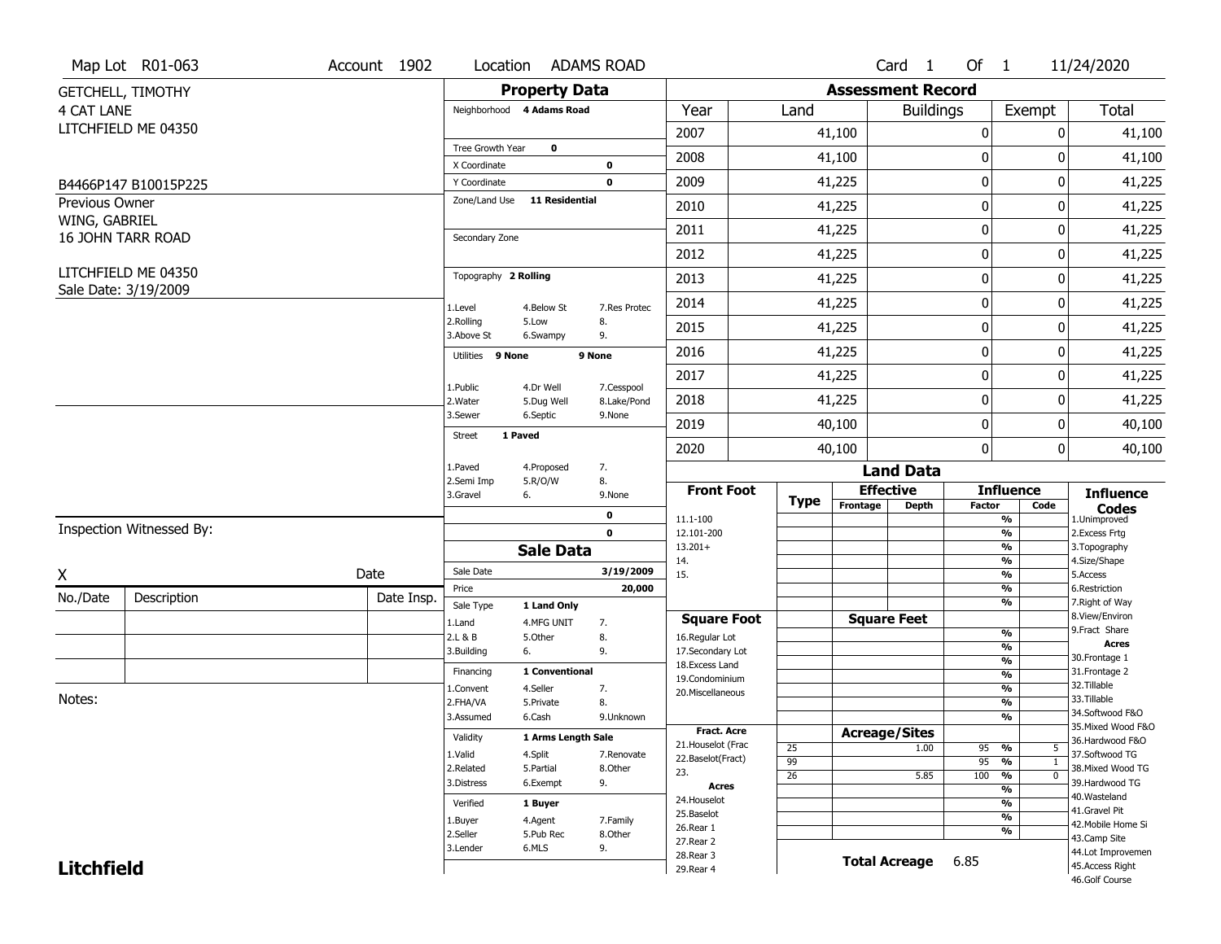Map Lot R01-063 | Account 1902 | Location ADAMS ROAD | Card 1 Of 1 | 11/24/2020

GETCHELL, TIMOTHY
4 CAT LANE
LITCHFIELD ME 04350

B4466P147 B10015P225

Previous Owner
WING, GABRIEL
16 JOHN TARR ROAD

LITCHFIELD ME 04350
Sale Date: 3/19/2009

## Property Data

Neighborhood **4 Adams Road**

Tree Growth Year **0**
X Coordinate **0**
Y Coordinate **0**
Zone/Land Use **11 Residential**

Secondary Zone

Topography **2 Rolling**

| | | |
|---|---|---|
| 1.Level | 4.Below St | 7.Res Protec |
| 2.Rolling | 5.Low | 8. |
| 3.Above St | 6.Swampy | 9. |

Utilities **9 None** **9 None**

| | | |
|---|---|---|
| 1.Public | 4.Dr Well | 7.Cesspool |
| 2.Water | 5.Dug Well | 8.Lake/Pond |
| 3.Sewer | 6.Septic | 9.None |

Street **1 Paved**

| | | |
|---|---|---|
| 1.Paved | 4.Proposed | 7. |
| 2.Semi Imp | 5.R/O/W | 8. |
| 3.Gravel | 6. | 9.None |

**0**
**0**

## Sale Data

Sale Date **3/19/2009**
Price **20,000**
Sale Type **1 Land Only**

| | | |
|---|---|---|
| 1.Land | 4.MFG UNIT | 7. |
| 2.L & B | 5.Other | 8. |
| 3.Building | 6. | 9. |

Financing **1 Conventional**

| | | |
|---|---|---|
| 1.Convent | 4.Seller | 7. |
| 2.FHA/VA | 5.Private | 8. |
| 3.Assumed | 6.Cash | 9.Unknown |

Validity **1 Arms Length Sale**

| | | |
|---|---|---|
| 1.Valid | 4.Split | 7.Renovate |
| 2.Related | 5.Partial | 8.Other |
| 3.Distress | 6.Exempt | 9. |

Verified **1 Buyer**

| | | |
|---|---|---|
| 1.Buyer | 4.Agent | 7.Family |
| 2.Seller | 5.Pub Rec | 8.Other |
| 3.Lender | 6.MLS | 9. |

## Assessment Record

| Year | Land | Buildings | Exempt | Total |
|---|---|---|---|---|
| 2007 | 41,100 | 0 | 0 | 41,100 |
| 2008 | 41,100 | 0 | 0 | 41,100 |
| 2009 | 41,225 | 0 | 0 | 41,225 |
| 2010 | 41,225 | 0 | 0 | 41,225 |
| 2011 | 41,225 | 0 | 0 | 41,225 |
| 2012 | 41,225 | 0 | 0 | 41,225 |
| 2013 | 41,225 | 0 | 0 | 41,225 |
| 2014 | 41,225 | 0 | 0 | 41,225 |
| 2015 | 41,225 | 0 | 0 | 41,225 |
| 2016 | 41,225 | 0 | 0 | 41,225 |
| 2017 | 41,225 | 0 | 0 | 41,225 |
| 2018 | 41,225 | 0 | 0 | 41,225 |
| 2019 | 40,100 | 0 | 0 | 40,100 |
| 2020 | 40,100 | 0 | 0 | 40,100 |

## Land Data

| Front Foot | Type | Effective Frontage | Effective Depth | Influence Factor | Influence Code |
|---|---|---|---|---|---|
| 11.1-100 | | | | % | |
| 12.101-200 | | | | % | |
| 13.201+ | | | | % | |
| 14. | | | | % | |
| 15. | | | | % | |
| | | | | % | |
| | | | | % | |
| **Square Foot** | | **Square Feet** | | | |
| 16.Regular Lot | | | | % | |
| 17.Secondary Lot | | | | % | |
| 18.Excess Land | | | | % | |
| 19.Condominium | | | | % | |
| 20.Miscellaneous | | | | % | |
| | | | | % | |
| | | | | % | |
| **Fract. Acre** | | **Acreage/Sites** | | | |
| 21.Houselot (Frac | 25 | | 1.00 | 95 % | 5 |
| 22.Baselot(Fract) | 99 | | | 95 % | 1 |
| 23. | 26 | | 5.85 | 100 % | 0 |
| **Acres** | | | | % | |
| 24.Houselot | | | | % | |
| 25.Baselot | | | | % | |
| 26.Rear 1 | | | | % | |
| 27.Rear 2 | | | | | |
| 28.Rear 3 | | | | | |
| 29.Rear 4 | | | | | |

**Total Acreage** 6.85

**Influence Codes**
1.Unimproved
2.Excess Frtg
3.Topography
4.Size/Shape
5.Access
6.Restriction
7.Right of Way
8.View/Environ
9.Fract Share

**Acres**
30.Frontage 1
31.Frontage 2
32.Tillable
33.Tillable
34.Softwood F&O
35.Mixed Wood F&O
36.Hardwood F&O
37.Softwood TG
38.Mixed Wood TG
39.Hardwood TG
40.Wasteland
41.Gravel Pit
42.Mobile Home Si
43.Camp Site
44.Lot Improvemen
45.Access Right
46.Golf Course

Inspection Witnessed By:

X Date

| No./Date | Description | Date Insp. |
|---|---|---|
| | | |
| | | |
| | | |

Notes:

**Litchfield**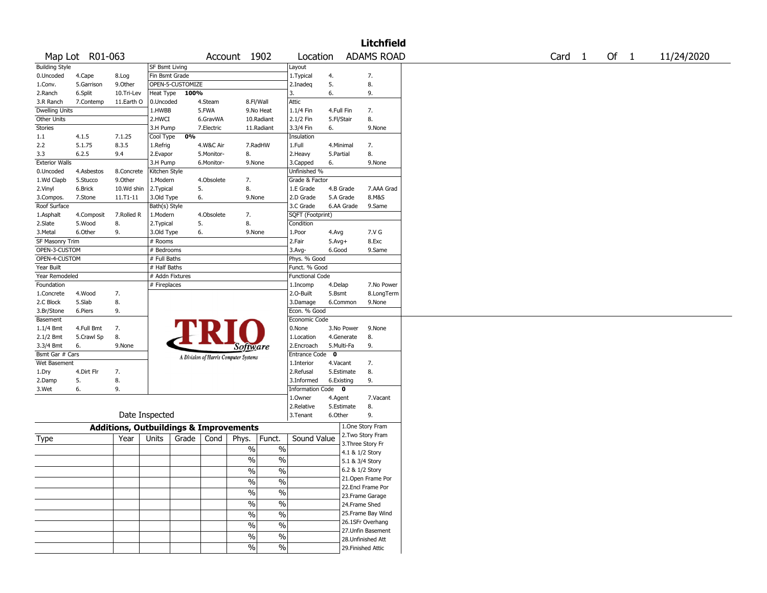# Litchfield

Map Lot R01-063 | Account 1902 | Location ADAMS ROAD | Card 1 Of 1 | 11/24/2020

| Building Style | | | SF Bsmt Living | | | Layout | | |
|---|---|---|---|---|---|---|---|---|
| 0.Uncoded | 4.Cape | 8.Log | Fin Bsmt Grade | | | 1.Typical | 4. | 7. |
| 1.Conv. | 5.Garrison | 9.Other | OPEN-5-CUSTOMIZE | | | 2.Inadeq | 5. | 8. |
| 2.Ranch | 6.Split | 10.Tri-Lev | Heat Type 100% | | | 3. | 6. | 9. |
| 3.R Ranch | 7.Contemp | 11.Earth O | 0.Uncoded | 4.Steam | 8.Fl/Wall | Attic | | |
| Dwelling Units | | | 1.HWBB | 5.FWA | 9.No Heat | 1.1/4 Fin | 4.Full Fin | 7. |
| Other Units | | | 2.HWCI | 6.GravWA | 10.Radiant | 2.1/2 Fin | 5.Fl/Stair | 8. |
| Stories | | | 3.H Pump | 7.Electric | 11.Radiant | 3.3/4 Fin | 6. | 9.None |
| 1.1 | 4.1.5 | 7.1.25 | Cool Type 0% | | | Insulation | | |
| 2.2 | 5.1.75 | 8.3.5 | 1.Refrig | 4.W&C Air | 7.RadHW | 1.Full | 4.Minimal | 7. |
| 3.3 | 6.2.5 | 9.4 | 2.Evapor | 5.Monitor- | 8. | 2.Heavy | 5.Partial | 8. |
| Exterior Walls | | | 3.H Pump | 6.Monitor- | 9.None | 3.Capped | 6. | 9.None |
| 0.Uncoded | 4.Asbestos | 8.Concrete | Kitchen Style | | | Unfinished % | | |
| 1.Wd Clapb | 5.Stucco | 9.Other | 1.Modern | 4.Obsolete | 7. | Grade & Factor | | |
| 2.Vinyl | 6.Brick | 10.Wd shin | 2.Typical | 5. | 8. | 1.E Grade | 4.B Grade | 7.AAA Grad |
| 3.Compos. | 7.Stone | 11.T1-11 | 3.Old Type | 6. | 9.None | 2.D Grade | 5.A Grade | 8.M&S |
| Roof Surface | | | Bath(s) Style | | | 3.C Grade | 6.AA Grade | 9.Same |
| 1.Asphalt | 4.Composit | 7.Rolled R | 1.Modern | 4.Obsolete | 7. | SQFT (Footprint) | | |
| 2.Slate | 5.Wood | 8. | 2.Typical | 5. | 8. | Condition | | |
| 3.Metal | 6.Other | 9. | 3.Old Type | 6. | 9.None | 1.Poor | 4.Avg | 7.V G |
| SF Masonry Trim | | | # Rooms | | | 2.Fair | 5.Avg+ | 8.Exc |
| OPEN-3-CUSTOM | | | # Bedrooms | | | 3.Avg- | 6.Good | 9.Same |
| OPEN-4-CUSTOM | | | # Full Baths | | | Phys. % Good | | |
| Year Built | | | # Half Baths | | | Funct. % Good | | |
| Year Remodeled | | | # Addn Fixtures | | | Functional Code | | |
| Foundation | | | # Fireplaces | | | 1.Incomp | 4.Delap | 7.No Power |
| 1.Concrete | 4.Wood | 7. | | | | 2.O-Built | 5.Bsmt | 8.LongTerm |
| 2.C Block | 5.Slab | 8. | | | | 3.Damage | 6.Common | 9.None |
| 3.Br/Stone | 6.Piers | 9. | | | | Econ. % Good | | |
| Basement | | | | | | Economic Code | | |
| 1.1/4 Bmt | 4.Full Bmt | 7. | | | | 0.None | 3.No Power | 9.None |
| 2.1/2 Bmt | 5.Crawl Sp | 8. | | | | 1.Location | 4.Generate | 8. |
| 3.3/4 Bmt | 6. | 9.None | | | | 2.Encroach | 5.Multi-Fa | 9. |
| Bsmt Gar # Cars | | | | | | Entrance Code 0 | | |
| Wet Basement | | | | | | 1.Interior | 4.Vacant | 7. |
| 1.Dry | 4.Dirt Flr | 7. | | | | 2.Refusal | 5.Estimate | 8. |
| 2.Damp | 5. | 8. | | | | 3.Informed | 6.Existing | 9. |
| 3.Wet | 6. | 9. | | | | Information Code 0 | | |
| | | | | | | 1.Owner | 4.Agent | 7.Vacant |
| | | | | | | 2.Relative | 5.Estimate | 8. |
| Date Inspected | | | | | | 3.Tenant | 6.Other | 9. |

TRIO Software — A Division of Harris Computer Systems

## Additions, Outbuildings & Improvements

| Type | Year | Units | Grade | Cond | Phys. | Funct. | Sound Value |
|---|---|---|---|---|---|---|---|
| | | | | | % | % | |
| | | | | | % | % | |
| | | | | | % | % | |
| | | | | | % | % | |
| | | | | | % | % | |
| | | | | | % | % | |
| | | | | | % | % | |
| | | | | | % | % | |
| | | | | | % | % | |
| | | | | | % | % | |

1.One Story Fram
2.Two Story Fram
3.Three Story Fr
4.1 & 1/2 Story
5.1 & 3/4 Story
6.2 & 1/2 Story
21.Open Frame Por
22.Encl Frame Por
23.Frame Garage
24.Frame Shed
25.Frame Bay Wind
26.1SFr Overhang
27.Unfin Basement
28.Unfinished Att
29.Finished Attic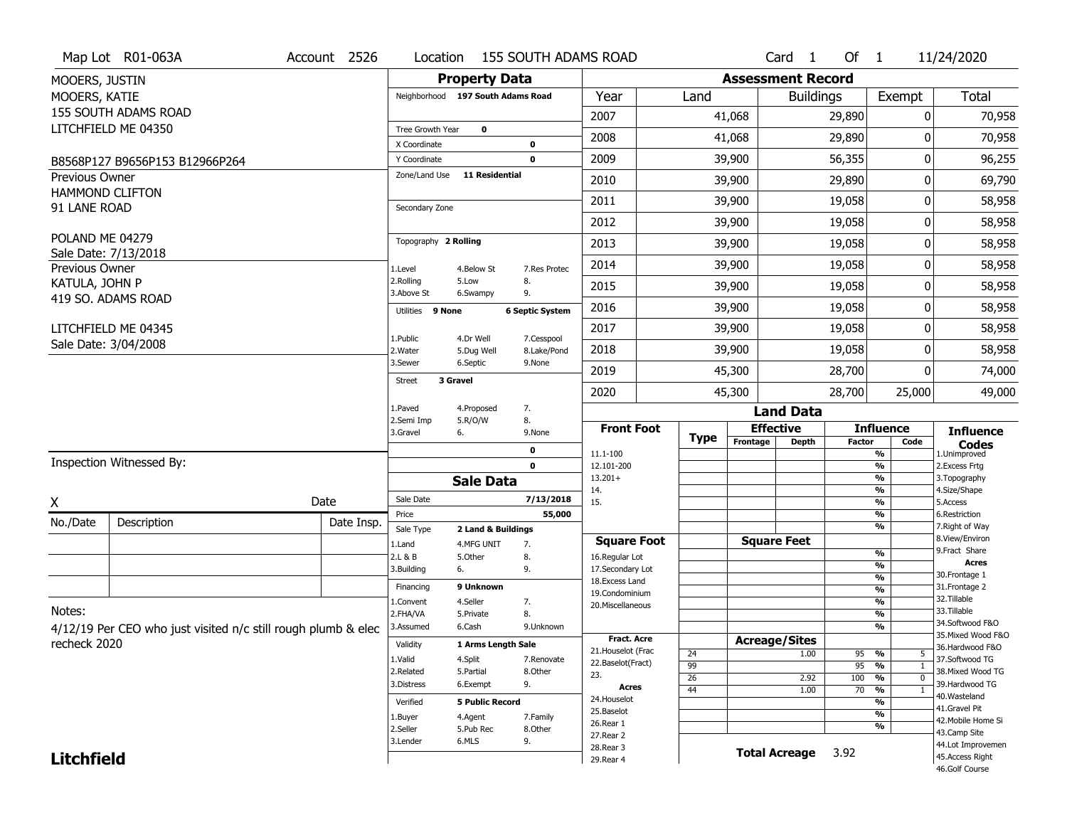Map Lot R01-063A | Account 2526 | Location 155 SOUTH ADAMS ROAD | Card 1 Of 1 | 11/24/2020

MOOERS, JUSTIN
MOOERS, KATIE
155 SOUTH ADAMS ROAD
LITCHFIELD ME 04350

B8568P127 B9656P153 B12966P264

Previous Owner
HAMMOND CLIFTON
91 LANE ROAD

POLAND ME 04279
Sale Date: 7/13/2018

Previous Owner
KATULA, JOHN P
419 SO. ADAMS ROAD

LITCHFIELD ME 04345
Sale Date: 3/04/2008

## Property Data

Neighborhood **197 South Adams Road**

Tree Growth Year **0**
X Coordinate **0**
Y Coordinate **0**
Zone/Land Use **11 Residential**

Secondary Zone

Topography **2 Rolling**

| 1.Level | 4.Below St | 7.Res Protec |
|---|---|---|
| 2.Rolling | 5.Low | 8. |
| 3.Above St | 6.Swampy | 9. |

Utilities **9 None** | **6 Septic System**

| 1.Public | 4.Dr Well | 7.Cesspool |
|---|---|---|
| 2.Water | 5.Dug Well | 8.Lake/Pond |
| 3.Sewer | 6.Septic | 9.None |

Street **3 Gravel**

| 1.Paved | 4.Proposed | 7. |
|---|---|---|
| 2.Semi Imp | 5.R/O/W | 8. |
| 3.Gravel | 6. | 9.None |

0
0

## Assessment Record

| Year | Land | Buildings | Exempt | Total |
|---|---|---|---|---|
| 2007 | 41,068 | 29,890 | 0 | 70,958 |
| 2008 | 41,068 | 29,890 | 0 | 70,958 |
| 2009 | 39,900 | 56,355 | 0 | 96,255 |
| 2010 | 39,900 | 29,890 | 0 | 69,790 |
| 2011 | 39,900 | 19,058 | 0 | 58,958 |
| 2012 | 39,900 | 19,058 | 0 | 58,958 |
| 2013 | 39,900 | 19,058 | 0 | 58,958 |
| 2014 | 39,900 | 19,058 | 0 | 58,958 |
| 2015 | 39,900 | 19,058 | 0 | 58,958 |
| 2016 | 39,900 | 19,058 | 0 | 58,958 |
| 2017 | 39,900 | 19,058 | 0 | 58,958 |
| 2018 | 39,900 | 19,058 | 0 | 58,958 |
| 2019 | 45,300 | 28,700 | 0 | 74,000 |
| 2020 | 45,300 | 28,700 | 25,000 | 49,000 |

Inspection Witnessed By:

X Date

| No./Date | Description | Date Insp. |
|---|---|---|
| | | |
| | | |
| | | |

Notes:
4/12/19 Per CEO who just visited n/c still rough plumb & elec recheck 2020

## Sale Data

Sale Date **7/13/2018**
Price **55,000**
Sale Type **2 Land & Buildings**

| 1.Land | 4.MFG UNIT | 7. |
|---|---|---|
| 2.L & B | 5.Other | 8. |
| 3.Building | 6. | 9. |

Financing **9 Unknown**

| 1.Convent | 4.Seller | 7. |
|---|---|---|
| 2.FHA/VA | 5.Private | 8. |
| 3.Assumed | 6.Cash | 9.Unknown |

Validity **1 Arms Length Sale**

| 1.Valid | 4.Split | 7.Renovate |
|---|---|---|
| 2.Related | 5.Partial | 8.Other |
| 3.Distress | 6.Exempt | 9. |

Verified **5 Public Record**

| 1.Buyer | 4.Agent | 7.Family |
|---|---|---|
| 2.Seller | 5.Pub Rec | 8.Other |
| 3.Lender | 6.MLS | 9. |

## Land Data

| Front Foot | Type | Effective Frontage | Effective Depth | Influence Factor | Influence Code |
|---|---|---|---|---|---|
| 11.1-100 | | | | % | |
| 12.101-200 | | | | % | |
| 13.201+ | | | | % | |
| 14. | | | | % | |
| 15. | | | | % | |
| | | | | % | |
| | | | | % | |
| **Square Foot** | | **Square Feet** | | | |
| 16.Regular Lot | | | | % | |
| 17.Secondary Lot | | | | % | |
| 18.Excess Land | | | | % | |
| 19.Condominium | | | | % | |
| 20.Miscellaneous | | | | % | |
| | | | | % | |
| | | | | % | |
| **Fract. Acre** | | **Acreage/Sites** | | | |
| 21.Houselot (Frac | 24 | | 1.00 | 95 % | 5 |
| 22.Baselot(Fract) | 99 | | | 95 % | 1 |
| 23. | 26 | | 2.92 | 100 % | 0 |
| **Acres** | 44 | | 1.00 | 70 % | 1 |
| 24.Houselot | | | | % | |
| 25.Baselot | | | | % | |
| 26.Rear 1 | | | | % | |
| 27.Rear 2 | | | | | |
| 28.Rear 3 | | | | | |
| 29.Rear 4 | | | | | |

**Total Acreage** 3.92

**Influence Codes**
1.Unimproved
2.Excess Frtg
3.Topography
4.Size/Shape
5.Access
6.Restriction
7.Right of Way
8.View/Environ
9.Fract Share

**Acres**
30.Frontage 1
31.Frontage 2
32.Tillable
33.Tillable
34.Softwood F&O
35.Mixed Wood F&O
36.Hardwood F&O
37.Softwood TG
38.Mixed Wood TG
39.Hardwood TG
40.Wasteland
41.Gravel Pit
42.Mobile Home Si
43.Camp Site
44.Lot Improvemen
45.Access Right
46.Golf Course

**Litchfield**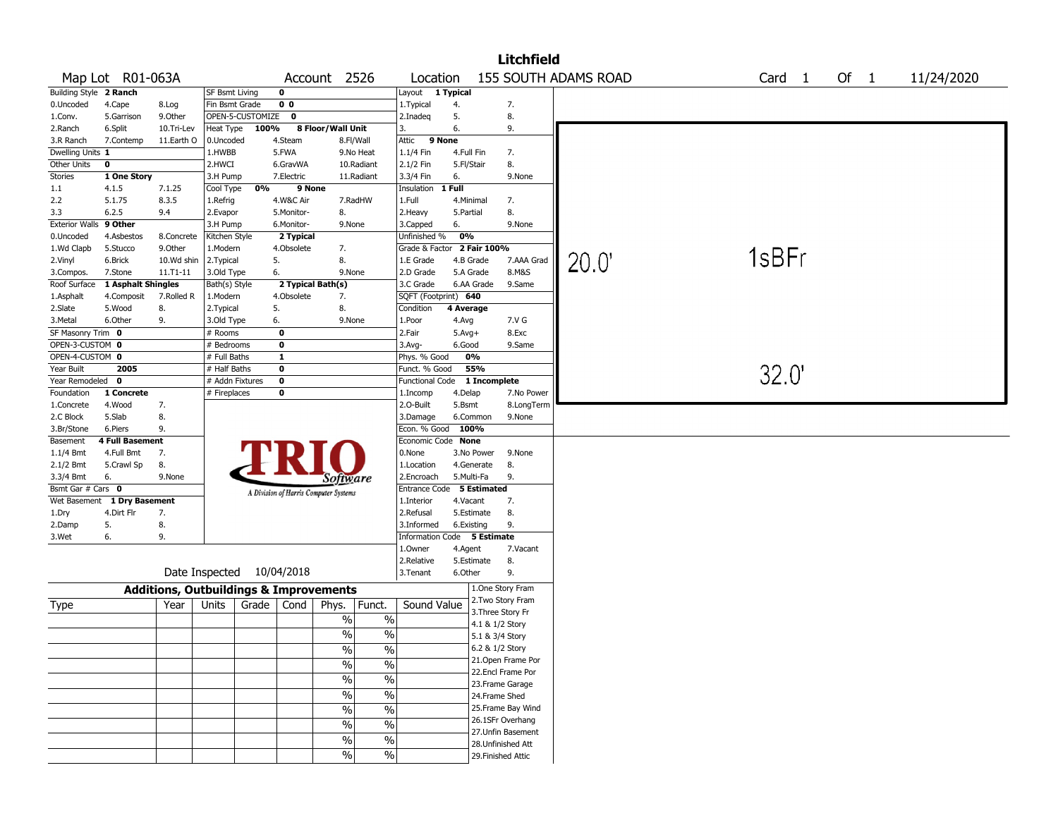# Litchfield

| Map Lot | R01-063A | Account | 2526 | Location | 155 SOUTH ADAMS ROAD | Card 1 Of 1 | 11/24/2020 |
|---|---|---|---|---|---|---|---|

| Building Style | 2 Ranch | SF Bsmt Living | 0 | Layout | 1 Typical |
|---|---|---|---|---|---|
| 0.Uncoded 4.Cape 8.Log | | Fin Bsmt Grade | 0 0 | 1.Typical 4. 7. | |
| 1.Conv. 5.Garrison 9.Other | | OPEN-5-CUSTOMIZE | 0 | 2.Inadeq 5. 8. | |
| 2.Ranch 6.Split 10.Tri-Lev | | Heat Type 100% | 8 Floor/Wall Unit | 3. 6. 9. | |
| 3.R Ranch 7.Contemp 11.Earth O | | 0.Uncoded 4.Steam 8.Fl/Wall | | Attic | 9 None |
| Dwelling Units | 1 | 1.HWBB 5.FWA 9.No Heat | | 1.1/4 Fin 4.Full Fin 7. | |
| Other Units | 0 | 2.HWCI 6.GravWA 10.Radiant | | 2.1/2 Fin 5.Fl/Stair 8. | |
| Stories | 1 One Story | 3.H Pump 7.Electric 11.Radiant | | 3.3/4 Fin 6. 9.None | |
| 1.1 4.1.5 7.1.25 | | Cool Type 0% | 9 None | Insulation | 1 Full |
| 2.2 5.1.75 8.3.5 | | 1.Refrig 4.W&C Air 7.RadHW | | 1.Full 4.Minimal 7. | |
| 3.3 6.2.5 9.4 | | 2.Evapor 5.Monitor- 8. | | 2.Heavy 5.Partial 8. | |
| Exterior Walls | 9 Other | 3.H Pump 6.Monitor- 9.None | | 3.Capped 6. 9.None | |
| 0.Uncoded 4.Asbestos 8.Concrete | | Kitchen Style | 2 Typical | Unfinished % | 0% |
| 1.Wd Clapb 5.Stucco 9.Other | | 1.Modern 4.Obsolete 7. | | Grade & Factor | 2 Fair 100% |
| 2.Vinyl 6.Brick 10.Wd shin | | 2.Typical 5. 8. | | 1.E Grade 4.B Grade 7.AAA Grad | |
| 3.Compos. 7.Stone 11.T1-11 | | 3.Old Type 6. 9.None | | 2.D Grade 5.A Grade 8.M&S | |
| Roof Surface | 1 Asphalt Shingles | Bath(s) Style | 2 Typical Bath(s) | 3.C Grade 6.AA Grade 9.Same | |
| 1.Asphalt 4.Composit 7.Rolled R | | 1.Modern 4.Obsolete 7. | | SQFT (Footprint) | 640 |
| 2.Slate 5.Wood 8. | | 2.Typical 5. 8. | | Condition | 4 Average |
| 3.Metal 6.Other 9. | | 3.Old Type 6. 9.None | | 1.Poor 4.Avg 7.V G | |
| SF Masonry Trim | 0 | # Rooms | 0 | 2.Fair 5.Avg+ 8.Exc | |
| OPEN-3-CUSTOM | 0 | # Bedrooms | 0 | 3.Avg- 6.Good 9.Same | |
| OPEN-4-CUSTOM | 0 | # Full Baths | 1 | Phys. % Good | 0% |
| Year Built | 2005 | # Half Baths | 0 | Funct. % Good | 55% |
| Year Remodeled | 0 | # Addn Fixtures | 0 | Functional Code | 1 Incomplete |
| Foundation | 1 Concrete | # Fireplaces | 0 | 1.Incomp 4.Delap 7.No Power | |
| 1.Concrete 4.Wood 7. | | | | 2.O-Built 5.Bsmt 8.LongTerm | |
| 2.C Block 5.Slab 8. | | | | 3.Damage 6.Common 9.None | |
| 3.Br/Stone 6.Piers 9. | | | | Econ. % Good | 100% |
| Basement | 4 Full Basement | | | Economic Code | None |
| 1.1/4 Bmt 4.Full Bmt 7. | | | | 0.None 3.No Power 9.None | |
| 2.1/2 Bmt 5.Crawl Sp 8. | | | | 1.Location 4.Generate 8. | |
| 3.3/4 Bmt 6. 9.None | | | | 2.Encroach 5.Multi-Fa 9. | |
| Bsmt Gar # Cars | 0 | | | Entrance Code | 5 Estimated |
| Wet Basement | 1 Dry Basement | | | 1.Interior 4.Vacant 7. | |
| 1.Dry 4.Dirt Flr 7. | | | | 2.Refusal 5.Estimate 8. | |
| 2.Damp 5. 8. | | | | 3.Informed 6.Existing 9. | |
| 3.Wet 6. 9. | | | | Information Code | 5 Estimate |
| | | | | 1.Owner 4.Agent 7.Vacant | |
| | | | | 2.Relative 5.Estimate 8. | |
| | | Date Inspected | 10/04/2018 | 3.Tenant 6.Other 9. | |

TRIO Software — A Division of Harris Computer Systems

Sketch: 1sBFr — 20.0' x 32.0'

## Additions, Outbuildings & Improvements

| Type | Year | Units | Grade | Cond | Phys. | Funct. | Sound Value |
|---|---|---|---|---|---|---|---|
| | | | | | % | % | |
| | | | | | % | % | |
| | | | | | % | % | |
| | | | | | % | % | |
| | | | | | % | % | |
| | | | | | % | % | |
| | | | | | % | % | |
| | | | | | % | % | |
| | | | | | % | % | |
| | | | | | % | % | |

1.One Story Fram
2.Two Story Fram
3.Three Story Fr
4.1 & 1/2 Story
5.1 & 3/4 Story
6.2 & 1/2 Story
21.Open Frame Por
22.Encl Frame Por
23.Frame Garage
24.Frame Shed
25.Frame Bay Wind
26.1SFr Overhang
27.Unfin Basement
28.Unfinished Att
29.Finished Attic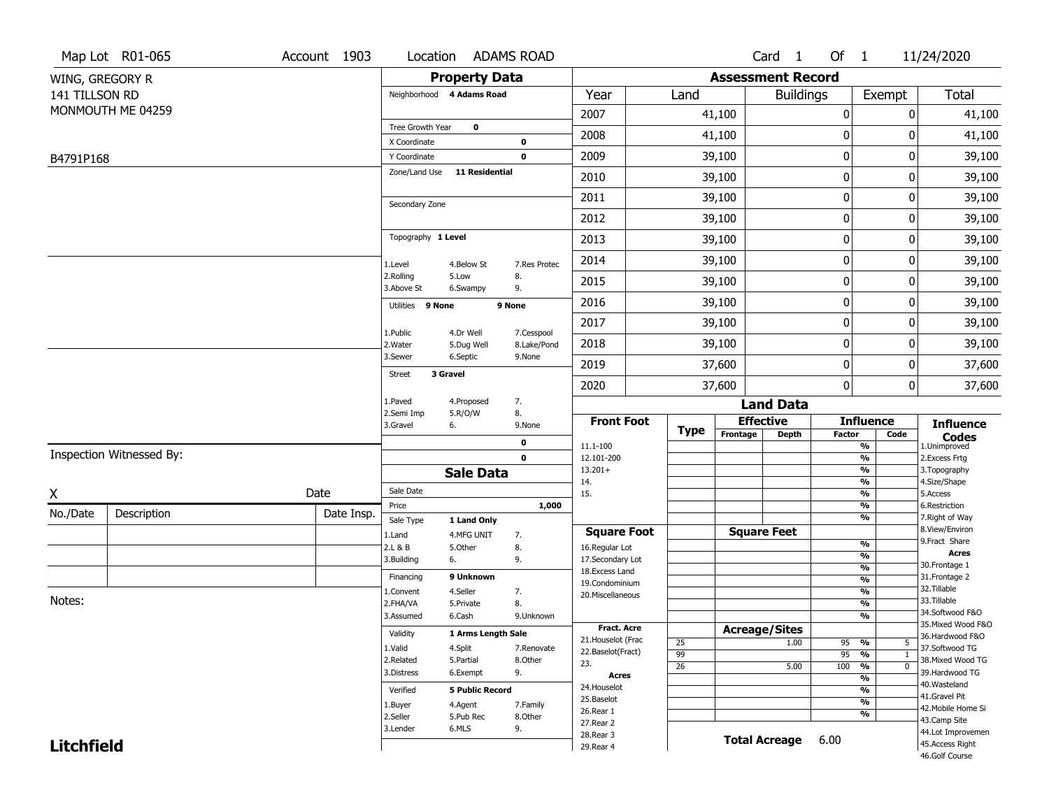Map Lot R01-065 | Account 1903 | Location ADAMS ROAD | Card 1 Of 1 | 11/24/2020

WING, GREGORY R
141 TILLSON RD
MONMOUTH ME 04259

B4791P168

## Property Data

Neighborhood **4 Adams Road**

Tree Growth Year **0**
X Coordinate **0**
Y Coordinate **0**
Zone/Land Use **11 Residential**

Secondary Zone

Topography **1 Level**

1.Level 4.Below St 7.Res Protec
2.Rolling 5.Low 8.
3.Above St 6.Swampy 9.

Utilities **9 None** **9 None**

1.Public 4.Dr Well 7.Cesspool
2.Water 5.Dug Well 8.Lake/Pond
3.Sewer 6.Septic 9.None

Street **3 Gravel**

1.Paved 4.Proposed 7.
2.Semi Imp 5.R/O/W 8.
3.Gravel 6. 9.None

**0**
**0**

## Sale Data

Sale Date
Price **1,000**
Sale Type **1 Land Only**
1.Land 4.MFG UNIT 7.
2.L & B 5.Other 8.
3.Building 6. 9.

Financing **9 Unknown**
1.Convent 4.Seller 7.
2.FHA/VA 5.Private 8.
3.Assumed 6.Cash 9.Unknown

Validity **1 Arms Length Sale**
1.Valid 4.Split 7.Renovate
2.Related 5.Partial 8.Other
3.Distress 6.Exempt 9.

Verified **5 Public Record**
1.Buyer 4.Agent 7.Family
2.Seller 5.Pub Rec 8.Other
3.Lender 6.MLS 9.

## Assessment Record

| Year | Land | Buildings | Exempt | Total |
|---|---|---|---|---|
| 2007 | 41,100 | 0 | 0 | 41,100 |
| 2008 | 41,100 | 0 | 0 | 41,100 |
| 2009 | 39,100 | 0 | 0 | 39,100 |
| 2010 | 39,100 | 0 | 0 | 39,100 |
| 2011 | 39,100 | 0 | 0 | 39,100 |
| 2012 | 39,100 | 0 | 0 | 39,100 |
| 2013 | 39,100 | 0 | 0 | 39,100 |
| 2014 | 39,100 | 0 | 0 | 39,100 |
| 2015 | 39,100 | 0 | 0 | 39,100 |
| 2016 | 39,100 | 0 | 0 | 39,100 |
| 2017 | 39,100 | 0 | 0 | 39,100 |
| 2018 | 39,100 | 0 | 0 | 39,100 |
| 2019 | 37,600 | 0 | 0 | 37,600 |
| 2020 | 37,600 | 0 | 0 | 37,600 |

## Land Data

| Front Foot | Type | Effective Frontage | Effective Depth | Influence Factor | Influence Code |
|---|---|---|---|---|---|
| 11.1-100 | | | | % | |
| 12.101-200 | | | | % | |
| 13.201+ | | | | % | |
| 14. | | | | % | |
| 15. | | | | % | |
| | | | | % | |
| | | | | % | |
| **Square Foot** | | **Square Feet** | | | |
| 16.Regular Lot | | | | % | |
| 17.Secondary Lot | | | | % | |
| 18.Excess Land | | | | % | |
| 19.Condominium | | | | % | |
| 20.Miscellaneous | | | | % | |
| | | | | % | |
| | | | | % | |
| **Fract. Acre** | | **Acreage/Sites** | | | |
| 21.Houselot (Frac | 25 | | 1.00 | 95 % | 5 |
| 22.Baselot(Fract) | 99 | | | 95 % | 1 |
| 23. | 26 | | 5.00 | 100 % | 0 |
| **Acres** | | | | % | |
| 24.Houselot | | | | % | |
| 25.Baselot | | | | % | |
| 26.Rear 1 | | | | % | |
| 27.Rear 2 | | | | | |
| 28.Rear 3 | | | | | |
| 29.Rear 4 | | | | | |

**Total Acreage** 6.00

**Influence Codes**
1.Unimproved
2.Excess Frtg
3.Topography
4.Size/Shape
5.Access
6.Restriction
7.Right of Way
8.View/Environ
9.Fract Share
**Acres**
30.Frontage 1
31.Frontage 2
32.Tillable
33.Tillable
34.Softwood F&O
35.Mixed Wood F&O
36.Hardwood F&O
37.Softwood TG
38.Mixed Wood TG
39.Hardwood TG
40.Wasteland
41.Gravel Pit
42.Mobile Home Si
43.Camp Site
44.Lot Improvemen
45.Access Right
46.Golf Course

Inspection Witnessed By:

X Date

| No./Date | Description | Date Insp. |
|---|---|---|
| | | |
| | | |
| | | |

Notes:

**Litchfield**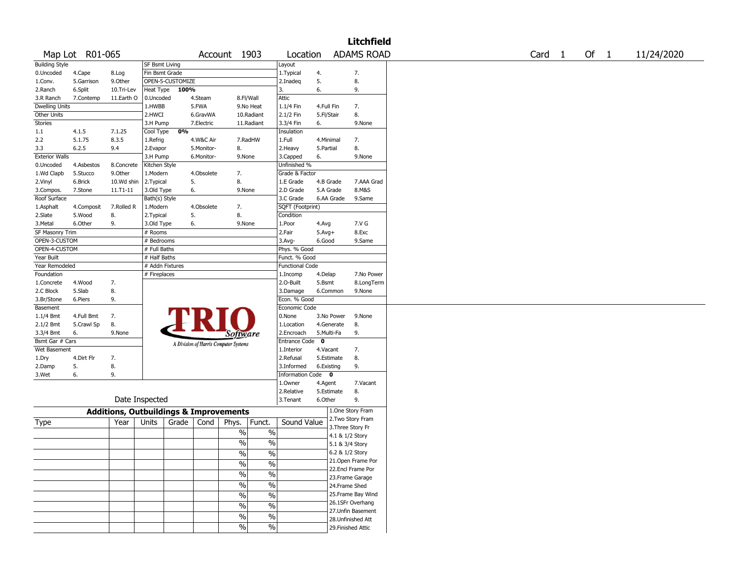# Litchfield

| Map Lot | R01-065 | Account | 1903 | Location | ADAMS ROAD | Card | 1 | Of | 1 | 11/24/2020 |
|---|---|---|---|---|---|---|---|---|---|---|

| Building Style | | | SF Bsmt Living | | | Layout | | |
|---|---|---|---|---|---|---|---|---|
| 0.Uncoded | 4.Cape | 8.Log | Fin Bsmt Grade | | | 1.Typical | 4. | 7. |
| 1.Conv. | 5.Garrison | 9.Other | OPEN-5-CUSTOMIZE | | | 2.Inadeq | 5. | 8. |
| 2.Ranch | 6.Split | 10.Tri-Lev | Heat Type 100% | | | 3. | 6. | 9. |
| 3.R Ranch | 7.Contemp | 11.Earth O | 0.Uncoded | 4.Steam | 8.Fl/Wall | Attic | | |
| Dwelling Units | | | 1.HWBB | 5.FWA | 9.No Heat | 1.1/4 Fin | 4.Full Fin | 7. |
| Other Units | | | 2.HWCI | 6.GravWA | 10.Radiant | 2.1/2 Fin | 5.Fl/Stair | 8. |
| Stories | | | 3.H Pump | 7.Electric | 11.Radiant | 3.3/4 Fin | 6. | 9.None |
| 1.1 | 4.1.5 | 7.1.25 | Cool Type 0% | | | Insulation | | |
| 2.2 | 5.1.75 | 8.3.5 | 1.Refrig | 4.W&C Air | 7.RadHW | 1.Full | 4.Minimal | 7. |
| 3.3 | 6.2.5 | 9.4 | 2.Evapor | 5.Monitor- | 8. | 2.Heavy | 5.Partial | 8. |
| Exterior Walls | | | 3.H Pump | 6.Monitor- | 9.None | 3.Capped | 6. | 9.None |
| 0.Uncoded | 4.Asbestos | 8.Concrete | Kitchen Style | | | Unfinished % | | |
| 1.Wd Clapb | 5.Stucco | 9.Other | 1.Modern | 4.Obsolete | 7. | Grade & Factor | | |
| 2.Vinyl | 6.Brick | 10.Wd shin | 2.Typical | 5. | 8. | 1.E Grade | 4.B Grade | 7.AAA Grad |
| 3.Compos. | 7.Stone | 11.T1-11 | 3.Old Type | 6. | 9.None | 2.D Grade | 5.A Grade | 8.M&S |
| Roof Surface | | | Bath(s) Style | | | 3.C Grade | 6.AA Grade | 9.Same |
| 1.Asphalt | 4.Composit | 7.Rolled R | 1.Modern | 4.Obsolete | 7. | SQFT (Footprint) | | |
| 2.Slate | 5.Wood | 8. | 2.Typical | 5. | 8. | Condition | | |
| 3.Metal | 6.Other | 9. | 3.Old Type | 6. | 9.None | 1.Poor | 4.Avg | 7.V G |
| SF Masonry Trim | | | # Rooms | | | 2.Fair | 5.Avg+ | 8.Exc |
| OPEN-3-CUSTOM | | | # Bedrooms | | | 3.Avg- | 6.Good | 9.Same |
| OPEN-4-CUSTOM | | | # Full Baths | | | Phys. % Good | | |
| Year Built | | | # Half Baths | | | Funct. % Good | | |
| Year Remodeled | | | # Addn Fixtures | | | Functional Code | | |
| Foundation | | | # Fireplaces | | | 1.Incomp | 4.Delap | 7.No Power |
| 1.Concrete | 4.Wood | 7. | | | | 2.O-Built | 5.Bsmt | 8.LongTerm |
| 2.C Block | 5.Slab | 8. | | | | 3.Damage | 6.Common | 9.None |
| 3.Br/Stone | 6.Piers | 9. | | | | Econ. % Good | | |
| Basement | | | | | | Economic Code | | |
| 1.1/4 Bmt | 4.Full Bmt | 7. | | | | 0.None | 3.No Power | 9.None |
| 2.1/2 Bmt | 5.Crawl Sp | 8. | | | | 1.Location | 4.Generate | 8. |
| 3.3/4 Bmt | 6. | 9.None | | | | 2.Encroach | 5.Multi-Fa | 9. |
| Bsmt Gar # Cars | | | | | | Entrance Code 0 | | |
| Wet Basement | | | | | | 1.Interior | 4.Vacant | 7. |
| 1.Dry | 4.Dirt Flr | 7. | | | | 2.Refusal | 5.Estimate | 8. |
| 2.Damp | 5. | 8. | | | | 3.Informed | 6.Existing | 9. |
| 3.Wet | 6. | 9. | | | | Information Code 0 | | |
| | | | | | | 1.Owner | 4.Agent | 7.Vacant |
| | | | | | | 2.Relative | 5.Estimate | 8. |
| | Date Inspected | | | | | 3.Tenant | 6.Other | 9. |

TRIO Software — A Division of Harris Computer Systems

## Additions, Outbuildings & Improvements

| Type | Year | Units | Grade | Cond | Phys. | Funct. | Sound Value |
|---|---|---|---|---|---|---|---|
| | | | | | % | % | |
| | | | | | % | % | |
| | | | | | % | % | |
| | | | | | % | % | |
| | | | | | % | % | |
| | | | | | % | % | |
| | | | | | % | % | |
| | | | | | % | % | |
| | | | | | % | % | |
| | | | | | % | % | |

1.One Story Fram
2.Two Story Fram
3.Three Story Fr
4.1 & 1/2 Story
5.1 & 3/4 Story
6.2 & 1/2 Story
21.Open Frame Por
22.Encl Frame Por
23.Frame Garage
24.Frame Shed
25.Frame Bay Wind
26.1SFr Overhang
27.Unfin Basement
28.Unfinished Att
29.Finished Attic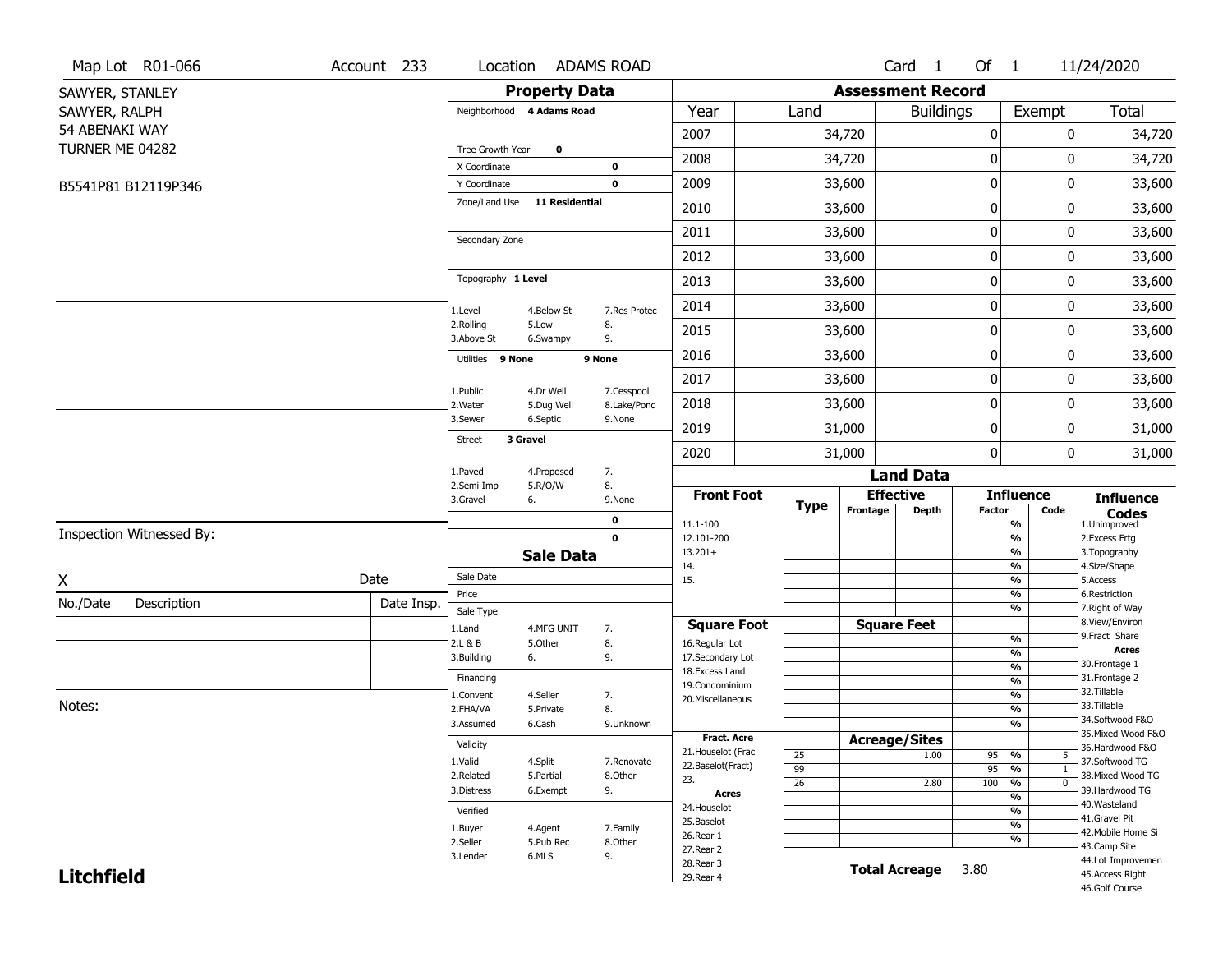Map Lot R01-066 | Account 233 | Location ADAMS ROAD | Card 1 Of 1 | 11/24/2020

SAWYER, STANLEY
SAWYER, RALPH
54 ABENAKI WAY
TURNER ME 04282

B5541P81 B12119P346

## Property Data

Neighborhood **4 Adams Road**

Tree Growth Year **0**
X Coordinate **0**
Y Coordinate **0**
Zone/Land Use **11 Residential**

Secondary Zone

Topography **1 Level**

1.Level 4.Below St 7.Res Protec
2.Rolling 5.Low 8.
3.Above St 6.Swampy 9.

Utilities **9 None** **9 None**

1.Public 4.Dr Well 7.Cesspool
2.Water 5.Dug Well 8.Lake/Pond
3.Sewer 6.Septic 9.None

Street **3 Gravel**

1.Paved 4.Proposed 7.
2.Semi Imp 5.R/O/W 8.
3.Gravel 6. 9.None

**0**
**0**

## Sale Data

Sale Date
Price
Sale Type
1.Land 4.MFG UNIT 7.
2.L & B 5.Other 8.
3.Building 6. 9.

Financing
1.Convent 4.Seller 7.
2.FHA/VA 5.Private 8.
3.Assumed 6.Cash 9.Unknown

Validity
1.Valid 4.Split 7.Renovate
2.Related 5.Partial 8.Other
3.Distress 6.Exempt 9.

Verified
1.Buyer 4.Agent 7.Family
2.Seller 5.Pub Rec 8.Other
3.Lender 6.MLS 9.

## Assessment Record

| Year | Land | Buildings | Exempt | Total |
|---|---|---|---|---|
| 2007 | 34,720 | 0 | 0 | 34,720 |
| 2008 | 34,720 | 0 | 0 | 34,720 |
| 2009 | 33,600 | 0 | 0 | 33,600 |
| 2010 | 33,600 | 0 | 0 | 33,600 |
| 2011 | 33,600 | 0 | 0 | 33,600 |
| 2012 | 33,600 | 0 | 0 | 33,600 |
| 2013 | 33,600 | 0 | 0 | 33,600 |
| 2014 | 33,600 | 0 | 0 | 33,600 |
| 2015 | 33,600 | 0 | 0 | 33,600 |
| 2016 | 33,600 | 0 | 0 | 33,600 |
| 2017 | 33,600 | 0 | 0 | 33,600 |
| 2018 | 33,600 | 0 | 0 | 33,600 |
| 2019 | 31,000 | 0 | 0 | 31,000 |
| 2020 | 31,000 | 0 | 0 | 31,000 |

## Land Data

| Front Foot | Type | Effective Frontage | Effective Depth | Influence Factor | Influence Code |
|---|---|---|---|---|---|
| 11.1-100 | | | | % | |
| 12.101-200 | | | | % | |
| 13.201+ | | | | % | |
| 14. | | | | % | |
| 15. | | | | % | |
| | | | | % | |
| | | | | % | |
| **Square Foot** | | **Square Feet** | | | |
| 16.Regular Lot | | | | % | |
| 17.Secondary Lot | | | | % | |
| 18.Excess Land | | | | % | |
| 19.Condominium | | | | % | |
| 20.Miscellaneous | | | | % | |
| | | | | % | |
| | | | | % | |
| **Fract. Acre** | | **Acreage/Sites** | | | |
| 21.Houselot (Frac | 25 | | 1.00 | 95 % | 5 |
| 22.Baselot(Fract) | 99 | | | 95 % | 1 |
| 23. | 26 | | 2.80 | 100 % | 0 |
| **Acres** | | | | % | |
| 24.Houselot | | | | % | |
| 25.Baselot | | | | % | |
| 26.Rear 1 | | | | % | |
| 27.Rear 2 | | | | | |
| 28.Rear 3 | | | | | |
| 29.Rear 4 | | | | | |

**Total Acreage** 3.80

**Influence Codes**
1.Unimproved
2.Excess Frtg
3.Topography
4.Size/Shape
5.Access
6.Restriction
7.Right of Way
8.View/Environ
9.Fract Share

**Acres**
30.Frontage 1
31.Frontage 2
32.Tillable
33.Tillable
34.Softwood F&O
35.Mixed Wood F&O
36.Hardwood F&O
37.Softwood TG
38.Mixed Wood TG
39.Hardwood TG
40.Wasteland
41.Gravel Pit
42.Mobile Home Si
43.Camp Site
44.Lot Improvemen
45.Access Right
46.Golf Course

Inspection Witnessed By:

X _______________ Date

| No./Date | Description | Date Insp. |
|---|---|---|
| | | |
| | | |
| | | |

Notes:

**Litchfield**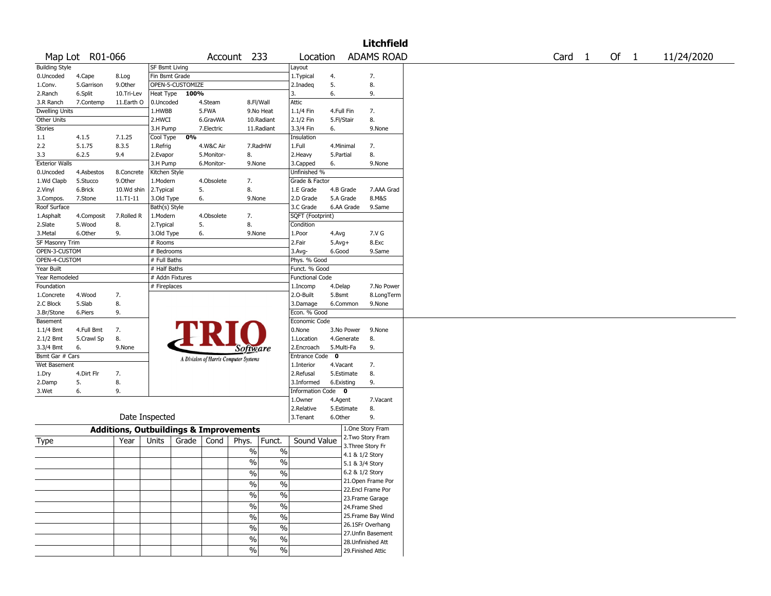# Litchfield

Map Lot R01-066 | Account 233 | Location ADAMS ROAD | Card 1 Of 1 | 11/24/2020

| Building Style | | | SF Bsmt Living | | | Layout | | |
|---|---|---|---|---|---|---|---|---|
| 0.Uncoded | 4.Cape | 8.Log | Fin Bsmt Grade | | | 1.Typical | 4. | 7. |
| 1.Conv. | 5.Garrison | 9.Other | OPEN-5-CUSTOMIZE | | | 2.Inadeq | 5. | 8. |
| 2.Ranch | 6.Split | 10.Tri-Lev | Heat Type 100% | | | 3. | 6. | 9. |
| 3.R Ranch | 7.Contemp | 11.Earth O | 0.Uncoded | 4.Steam | 8.Fl/Wall | Attic | | |
| Dwelling Units | | | 1.HWBB | 5.FWA | 9.No Heat | 1.1/4 Fin | 4.Full Fin | 7. |
| Other Units | | | 2.HWCI | 6.GravWA | 10.Radiant | 2.1/2 Fin | 5.Fl/Stair | 8. |
| Stories | | | 3.H Pump | 7.Electric | 11.Radiant | 3.3/4 Fin | 6. | 9.None |
| 1.1 | 4.1.5 | 7.1.25 | Cool Type 0% | | | Insulation | | |
| 2.2 | 5.1.75 | 8.3.5 | 1.Refrig | 4.W&C Air | 7.RadHW | 1.Full | 4.Minimal | 7. |
| 3.3 | 6.2.5 | 9.4 | 2.Evapor | 5.Monitor- | 8. | 2.Heavy | 5.Partial | 8. |
| Exterior Walls | | | 3.H Pump | 6.Monitor- | 9.None | 3.Capped | 6. | 9.None |
| 0.Uncoded | 4.Asbestos | 8.Concrete | Kitchen Style | | | Unfinished % | | |
| 1.Wd Clapb | 5.Stucco | 9.Other | 1.Modern | 4.Obsolete | 7. | Grade & Factor | | |
| 2.Vinyl | 6.Brick | 10.Wd shin | 2.Typical | 5. | 8. | 1.E Grade | 4.B Grade | 7.AAA Grad |
| 3.Compos. | 7.Stone | 11.T1-11 | 3.Old Type | 6. | 9.None | 2.D Grade | 5.A Grade | 8.M&S |
| Roof Surface | | | Bath(s) Style | | | 3.C Grade | 6.AA Grade | 9.Same |
| 1.Asphalt | 4.Composit | 7.Rolled R | 1.Modern | 4.Obsolete | 7. | SQFT (Footprint) | | |
| 2.Slate | 5.Wood | 8. | 2.Typical | 5. | 8. | Condition | | |
| 3.Metal | 6.Other | 9. | 3.Old Type | 6. | 9.None | 1.Poor | 4.Avg | 7.V G |
| SF Masonry Trim | | | # Rooms | | | 2.Fair | 5.Avg+ | 8.Exc |
| OPEN-3-CUSTOM | | | # Bedrooms | | | 3.Avg- | 6.Good | 9.Same |
| OPEN-4-CUSTOM | | | # Full Baths | | | Phys. % Good | | |
| Year Built | | | # Half Baths | | | Funct. % Good | | |
| Year Remodeled | | | # Addn Fixtures | | | Functional Code | | |
| Foundation | | | # Fireplaces | | | 1.Incomp | 4.Delap | 7.No Power |
| 1.Concrete | 4.Wood | 7. | | | | 2.O-Built | 5.Bsmt | 8.LongTerm |
| 2.C Block | 5.Slab | 8. | | | | 3.Damage | 6.Common | 9.None |
| 3.Br/Stone | 6.Piers | 9. | | | | Econ. % Good | | |
| Basement | | | | | | Economic Code | | |
| 1.1/4 Bmt | 4.Full Bmt | 7. | | | | 0.None | 3.No Power | 9.None |
| 2.1/2 Bmt | 5.Crawl Sp | 8. | | | | 1.Location | 4.Generate | 8. |
| 3.3/4 Bmt | 6. | 9.None | | | | 2.Encroach | 5.Multi-Fa | 9. |
| Bsmt Gar # Cars | | | | | | Entrance Code 0 | | |
| Wet Basement | | | | | | 1.Interior | 4.Vacant | 7. |
| 1.Dry | 4.Dirt Flr | 7. | | | | 2.Refusal | 5.Estimate | 8. |
| 2.Damp | 5. | 8. | | | | 3.Informed | 6.Existing | 9. |
| 3.Wet | 6. | 9. | | | | Information Code 0 | | |
| | | | | | | 1.Owner | 4.Agent | 7.Vacant |
| | | | | | | 2.Relative | 5.Estimate | 8. |
| Date Inspected | | | | | | 3.Tenant | 6.Other | 9. |

TRIO Software — A Division of Harris Computer Systems

## Additions, Outbuildings & Improvements

| Type | Year | Units | Grade | Cond | Phys. | Funct. | Sound Value |
|---|---|---|---|---|---|---|---|
| | | | | | % | % | |
| | | | | | % | % | |
| | | | | | % | % | |
| | | | | | % | % | |
| | | | | | % | % | |
| | | | | | % | % | |
| | | | | | % | % | |
| | | | | | % | % | |
| | | | | | % | % | |
| | | | | | % | % | |

1.One Story Fram
2.Two Story Fram
3.Three Story Fr
4.1 & 1/2 Story
5.1 & 3/4 Story
6.2 & 1/2 Story
21.Open Frame Por
22.Encl Frame Por
23.Frame Garage
24.Frame Shed
25.Frame Bay Wind
26.1SFr Overhang
27.Unfin Basement
28.Unfinished Att
29.Finished Attic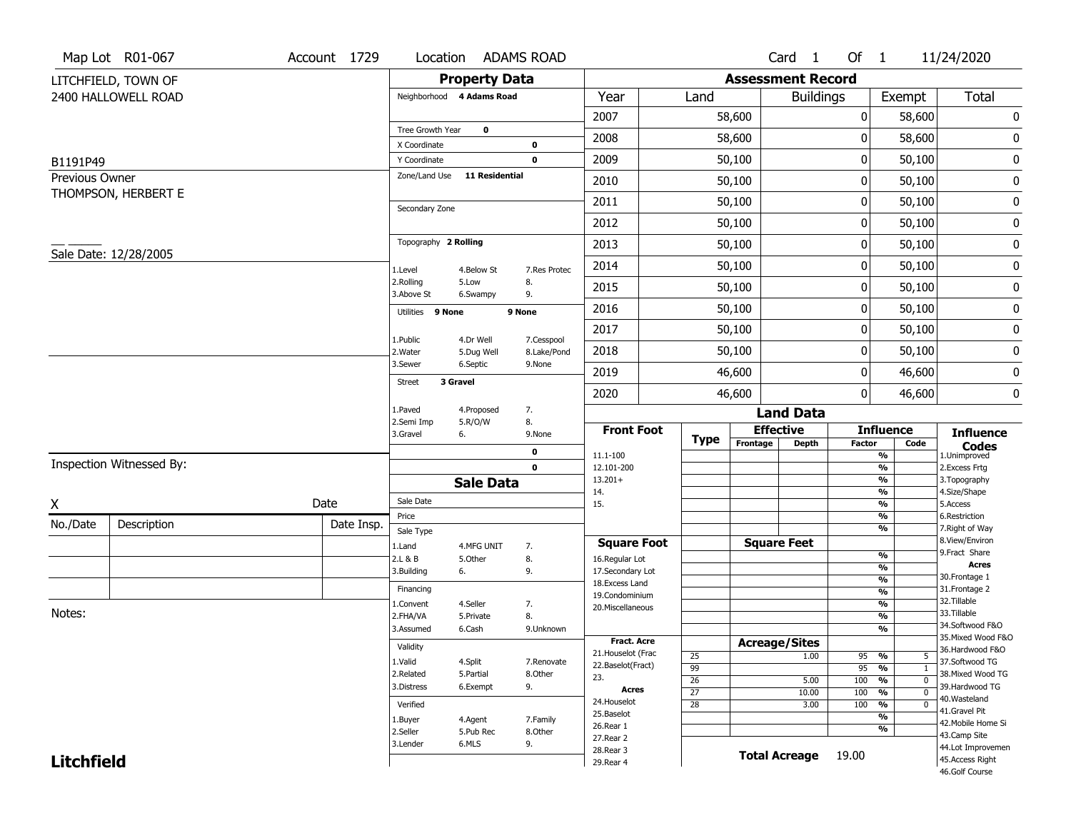Map Lot R01-067 | Account 1729 | Location ADAMS ROAD | Card 1 Of 1 | 11/24/2020

LITCHFIELD, TOWN OF
2400 HALLOWELL ROAD

B1191P49

Previous Owner
THOMPSON, HERBERT E

Sale Date: 12/28/2005

## Property Data

Neighborhood 4 Adams Road

Tree Growth Year 0
X Coordinate 0
Y Coordinate 0
Zone/Land Use 11 Residential

Secondary Zone

Topography 2 Rolling

1.Level 4.Below St 7.Res Protec
2.Rolling 5.Low 8.
3.Above St 6.Swampy 9.

Utilities 9 None 9 None

1.Public 4.Dr Well 7.Cesspool
2.Water 5.Dug Well 8.Lake/Pond
3.Sewer 6.Septic 9.None

Street 3 Gravel

1.Paved 4.Proposed 7.
2.Semi Imp 5.R/O/W 8.
3.Gravel 6. 9.None

0
0

## Sale Data

Sale Date
Price
Sale Type
1.Land 4.MFG UNIT 7.
2.L & B 5.Other 8.
3.Building 6. 9.

Financing
1.Convent 4.Seller 7.
2.FHA/VA 5.Private 8.
3.Assumed 6.Cash 9.Unknown

Validity
1.Valid 4.Split 7.Renovate
2.Related 5.Partial 8.Other
3.Distress 6.Exempt 9.

Verified
1.Buyer 4.Agent 7.Family
2.Seller 5.Pub Rec 8.Other
3.Lender 6.MLS 9.

## Assessment Record

| Year | Land | Buildings | Exempt | Total |
|---|---|---|---|---|
| 2007 | 58,600 | 0 | 58,600 | 0 |
| 2008 | 58,600 | 0 | 58,600 | 0 |
| 2009 | 50,100 | 0 | 50,100 | 0 |
| 2010 | 50,100 | 0 | 50,100 | 0 |
| 2011 | 50,100 | 0 | 50,100 | 0 |
| 2012 | 50,100 | 0 | 50,100 | 0 |
| 2013 | 50,100 | 0 | 50,100 | 0 |
| 2014 | 50,100 | 0 | 50,100 | 0 |
| 2015 | 50,100 | 0 | 50,100 | 0 |
| 2016 | 50,100 | 0 | 50,100 | 0 |
| 2017 | 50,100 | 0 | 50,100 | 0 |
| 2018 | 50,100 | 0 | 50,100 | 0 |
| 2019 | 46,600 | 0 | 46,600 | 0 |
| 2020 | 46,600 | 0 | 46,600 | 0 |

## Land Data

Front Foot: 11.1-100, 12.101-200, 13.201+, 14., 15.

Square Foot: 16.Regular Lot, 17.Secondary Lot, 18.Excess Land, 19.Condominium, 20.Miscellaneous

Fract. Acre: 21.Houselot (Frac, 22.Baselot(Fract), 23.

Acres: 24.Houselot, 25.Baselot, 26.Rear 1, 27.Rear 2, 28.Rear 3, 29.Rear 4

### Acreage/Sites

| Type | Acreage/Sites | Influence Factor | Code |
|---|---|---|---|
| 25 | 1.00 | 95 % | 5 |
| 99 | | 95 % | 1 |
| 26 | 5.00 | 100 % | 0 |
| 27 | 10.00 | 100 % | 0 |
| 28 | 3.00 | 100 % | 0 |

Total Acreage 19.00

### Influence Codes

1.Unimproved
2.Excess Frtg
3.Topography
4.Size/Shape
5.Access
6.Restriction
7.Right of Way
8.View/Environ
9.Fract Share

**Acres**

30.Frontage 1
31.Frontage 2
32.Tillable
33.Tillable
34.Softwood F&O
35.Mixed Wood F&O
36.Hardwood F&O
37.Softwood TG
38.Mixed Wood TG
39.Hardwood TG
40.Wasteland
41.Gravel Pit
42.Mobile Home Si
43.Camp Site
44.Lot Improvemen
45.Access Right
46.Golf Course

Inspection Witnessed By:

X Date

| No./Date | Description | Date Insp. |
|---|---|---|
| | | |
| | | |
| | | |

Notes:

**Litchfield**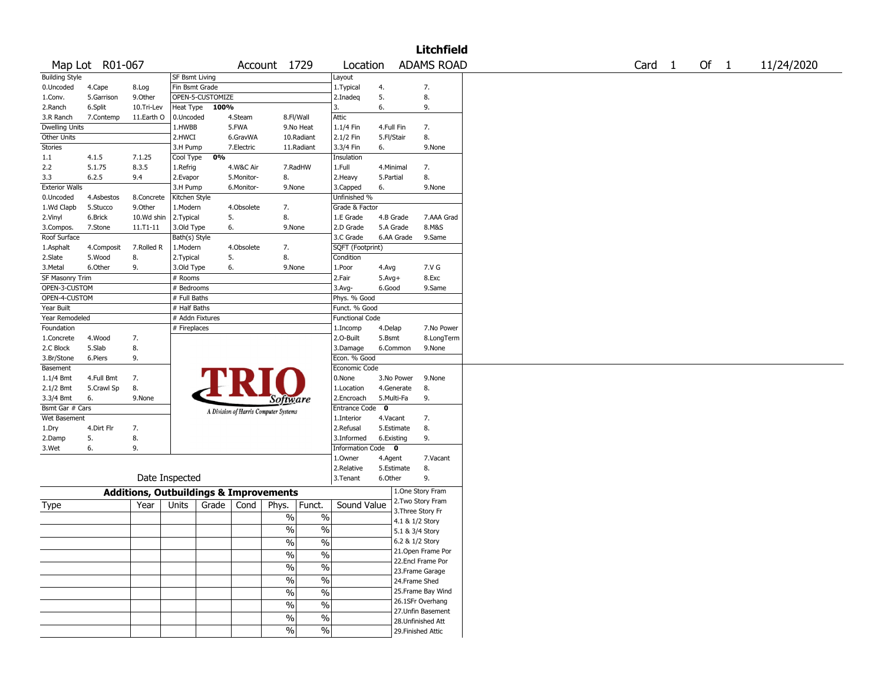# Litchfield

Map Lot R01-067 | Account 1729 | Location ADAMS ROAD | Card 1 Of 1 | 11/24/2020

| Building Style | | | SF Bsmt Living | | | Layout | | |
|---|---|---|---|---|---|---|---|---|
| 0.Uncoded | 4.Cape | 8.Log | Fin Bsmt Grade | | | 1.Typical | 4. | 7. |
| 1.Conv. | 5.Garrison | 9.Other | OPEN-5-CUSTOMIZE | | | 2.Inadeq | 5. | 8. |
| 2.Ranch | 6.Split | 10.Tri-Lev | Heat Type 100% | | | 3. | 6. | 9. |
| 3.R Ranch | 7.Contemp | 11.Earth O | 0.Uncoded | 4.Steam | 8.Fl/Wall | Attic | | |
| Dwelling Units | | | 1.HWBB | 5.FWA | 9.No Heat | 1.1/4 Fin | 4.Full Fin | 7. |
| Other Units | | | 2.HWCI | 6.GravWA | 10.Radiant | 2.1/2 Fin | 5.Fl/Stair | 8. |
| Stories | | | 3.H Pump | 7.Electric | 11.Radiant | 3.3/4 Fin | 6. | 9.None |
| 1.1 | 4.1.5 | 7.1.25 | Cool Type 0% | | | Insulation | | |
| 2.2 | 5.1.75 | 8.3.5 | 1.Refrig | 4.W&C Air | 7.RadHW | 1.Full | 4.Minimal | 7. |
| 3.3 | 6.2.5 | 9.4 | 2.Evapor | 5.Monitor- | 8. | 2.Heavy | 5.Partial | 8. |
| Exterior Walls | | | 3.H Pump | 6.Monitor- | 9.None | 3.Capped | 6. | 9.None |
| 0.Uncoded | 4.Asbestos | 8.Concrete | Kitchen Style | | | Unfinished % | | |
| 1.Wd Clapb | 5.Stucco | 9.Other | 1.Modern | 4.Obsolete | 7. | Grade & Factor | | |
| 2.Vinyl | 6.Brick | 10.Wd shin | 2.Typical | 5. | 8. | 1.E Grade | 4.B Grade | 7.AAA Grad |
| 3.Compos. | 7.Stone | 11.T1-11 | 3.Old Type | 6. | 9.None | 2.D Grade | 5.A Grade | 8.M&S |
| Roof Surface | | | Bath(s) Style | | | 3.C Grade | 6.AA Grade | 9.Same |
| 1.Asphalt | 4.Composit | 7.Rolled R | 1.Modern | 4.Obsolete | 7. | SQFT (Footprint) | | |
| 2.Slate | 5.Wood | 8. | 2.Typical | 5. | 8. | Condition | | |
| 3.Metal | 6.Other | 9. | 3.Old Type | 6. | 9.None | 1.Poor | 4.Avg | 7.V G |
| SF Masonry Trim | | | # Rooms | | | 2.Fair | 5.Avg+ | 8.Exc |
| OPEN-3-CUSTOM | | | # Bedrooms | | | 3.Avg- | 6.Good | 9.Same |
| OPEN-4-CUSTOM | | | # Full Baths | | | Phys. % Good | | |
| Year Built | | | # Half Baths | | | Funct. % Good | | |
| Year Remodeled | | | # Addn Fixtures | | | Functional Code | | |
| Foundation | | | # Fireplaces | | | 1.Incomp | 4.Delap | 7.No Power |
| 1.Concrete | 4.Wood | 7. | | | | 2.O-Built | 5.Bsmt | 8.LongTerm |
| 2.C Block | 5.Slab | 8. | | | | 3.Damage | 6.Common | 9.None |
| 3.Br/Stone | 6.Piers | 9. | | | | Econ. % Good | | |
| Basement | | | | | | Economic Code | | |
| 1.1/4 Bmt | 4.Full Bmt | 7. | | | | 0.None | 3.No Power | 9.None |
| 2.1/2 Bmt | 5.Crawl Sp | 8. | | | | 1.Location | 4.Generate | 8. |
| 3.3/4 Bmt | 6. | 9.None | | | | 2.Encroach | 5.Multi-Fa | 9. |
| Bsmt Gar # Cars | | | | | | Entrance Code 0 | | |
| Wet Basement | | | | | | 1.Interior | 4.Vacant | 7. |
| 1.Dry | 4.Dirt Flr | 7. | | | | 2.Refusal | 5.Estimate | 8. |
| 2.Damp | 5. | 8. | | | | 3.Informed | 6.Existing | 9. |
| 3.Wet | 6. | 9. | | | | Information Code 0 | | |
| | | | | | | 1.Owner | 4.Agent | 7.Vacant |
| | | | | | | 2.Relative | 5.Estimate | 8. |
| Date Inspected | | | | | | 3.Tenant | 6.Other | 9. |

TRIO Software — A Division of Harris Computer Systems

## Additions, Outbuildings & Improvements

| Type | Year | Units | Grade | Cond | Phys. | Funct. | Sound Value | |
|---|---|---|---|---|---|---|---|---|
| | | | | | % | % | | 1.One Story Fram |
| | | | | | % | % | | 2.Two Story Fram |
| | | | | | % | % | | 3.Three Story Fr |
| | | | | | % | % | | 4.1 & 1/2 Story |
| | | | | | % | % | | 5.1 & 3/4 Story |
| | | | | | % | % | | 6.2 & 1/2 Story |
| | | | | | % | % | | 21.Open Frame Por |
| | | | | | % | % | | 22.Encl Frame Por |
| | | | | | % | % | | 23.Frame Garage |
| | | | | | % | % | | 24.Frame Shed |
| | | | | | | | | 25.Frame Bay Wind |
| | | | | | | | | 26.1SFr Overhang |
| | | | | | | | | 27.Unfin Basement |
| | | | | | | | | 28.Unfinished Att |
| | | | | | | | | 29.Finished Attic |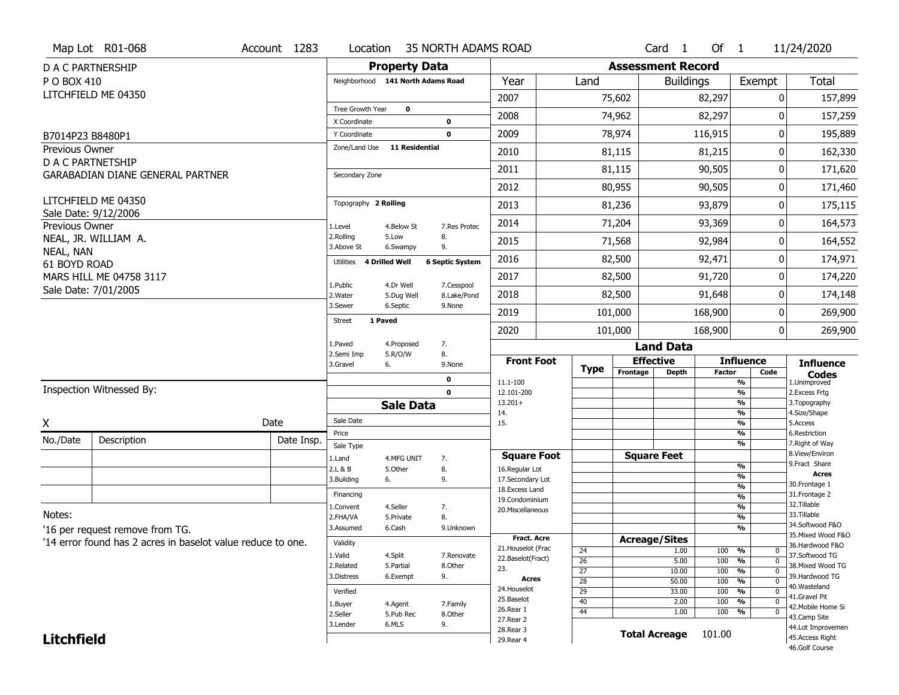Map Lot R01-068 | Account 1283 | Location 35 NORTH ADAMS ROAD | Card 1 Of 1 | 11/24/2020

D A C PARTNERSHIP
P O BOX 410
LITCHFIELD ME 04350

B7014P23 B8480P1

Previous Owner
D A C PARTNETSHIP
GARABADIAN DIANE GENERAL PARTNER

LITCHFIELD ME 04350
Sale Date: 9/12/2006

Previous Owner
NEAL, JR. WILLIAM A.
NEAL, NAN
61 BOYD ROAD
MARS HILL ME 04758 3117
Sale Date: 7/01/2005

## Property Data

Neighborhood 141 North Adams Road

Tree Growth Year 0
X Coordinate 0
Y Coordinate 0
Zone/Land Use 11 Residential

Secondary Zone

Topography 2 Rolling

| | | |
|---|---|---|
| 1.Level | 4.Below St | 7.Res Protec |
| 2.Rolling | 5.Low | 8. |
| 3.Above St | 6.Swampy | 9. |

Utilities 4 Drilled Well | 6 Septic System

| | | |
|---|---|---|
| 1.Public | 4.Dr Well | 7.Cesspool |
| 2.Water | 5.Dug Well | 8.Lake/Pond |
| 3.Sewer | 6.Septic | 9.None |

Street 1 Paved

| | | |
|---|---|---|
| 1.Paved | 4.Proposed | 7. |
| 2.Semi Imp | 5.R/O/W | 8. |
| 3.Gravel | 6. | 9.None |

0
0

## Sale Data

Sale Date
Price
Sale Type

| | | |
|---|---|---|
| 1.Land | 4.MFG UNIT | 7. |
| 2.L & B | 5.Other | 8. |
| 3.Building | 6. | 9. |

Financing

| | | |
|---|---|---|
| 1.Convent | 4.Seller | 7. |
| 2.FHA/VA | 5.Private | 8. |
| 3.Assumed | 6.Cash | 9.Unknown |

Validity

| | | |
|---|---|---|
| 1.Valid | 4.Split | 7.Renovate |
| 2.Related | 5.Partial | 8.Other |
| 3.Distress | 6.Exempt | 9. |

Verified

| | | |
|---|---|---|
| 1.Buyer | 4.Agent | 7.Family |
| 2.Seller | 5.Pub Rec | 8.Other |
| 3.Lender | 6.MLS | 9. |

## Assessment Record

| Year | Land | Buildings | Exempt | Total |
|---|---|---|---|---|
| 2007 | 75,602 | 82,297 | 0 | 157,899 |
| 2008 | 74,962 | 82,297 | 0 | 157,259 |
| 2009 | 78,974 | 116,915 | 0 | 195,889 |
| 2010 | 81,115 | 81,215 | 0 | 162,330 |
| 2011 | 81,115 | 90,505 | 0 | 171,620 |
| 2012 | 80,955 | 90,505 | 0 | 171,460 |
| 2013 | 81,236 | 93,879 | 0 | 175,115 |
| 2014 | 71,204 | 93,369 | 0 | 164,573 |
| 2015 | 71,568 | 92,984 | 0 | 164,552 |
| 2016 | 82,500 | 92,471 | 0 | 174,971 |
| 2017 | 82,500 | 91,720 | 0 | 174,220 |
| 2018 | 82,500 | 91,648 | 0 | 174,148 |
| 2019 | 101,000 | 168,900 | 0 | 269,900 |
| 2020 | 101,000 | 168,900 | 0 | 269,900 |

## Land Data

| Front Foot | Type | Effective Frontage | Effective Depth | Influence Factor | Influence Code |
|---|---|---|---|---|---|
| 11.1-100 | | | | % | |
| 12.101-200 | | | | % | |
| 13.201+ | | | | % | |
| 14. | | | | % | |
| 15. | | | | % | |
| | | | | % | |
| | | | | % | |

| Square Foot | Square Feet | | |
|---|---|---|---|
| 16.Regular Lot | | % | |
| 17.Secondary Lot | | % | |
| 18.Excess Land | | % | |
| 19.Condominium | | % | |
| 20.Miscellaneous | | % | |
| | | % | |
| | | % | |

| Fract. Acre / Acres | Type | Acreage/Sites | Factor | Code |
|---|---|---|---|---|
| 21.Houselot (Frac | 24 | 1.00 | 100 % | 0 |
| 22.Baselot(Fract) | 26 | 5.00 | 100 % | 0 |
| 23. | 27 | 10.00 | 100 % | 0 |
| 24.Houselot | 28 | 50.00 | 100 % | 0 |
| 25.Baselot | 29 | 33.00 | 100 % | 0 |
| 26.Rear 1 | 40 | 2.00 | 100 % | 0 |
| 27.Rear 2 | 44 | 1.00 | 100 % | 0 |
| 28.Rear 3 | | | | |
| 29.Rear 4 | | | | |

**Total Acreage** 101.00

**Influence Codes**
1.Unimproved
2.Excess Frtg
3.Topography
4.Size/Shape
5.Access
6.Restriction
7.Right of Way
8.View/Environ
9.Fract Share
**Acres**
30.Frontage 1
31.Frontage 2
32.Tillable
33.Tillable
34.Softwood F&O
35.Mixed Wood F&O
36.Hardwood F&O
37.Softwood TG
38.Mixed Wood TG
39.Hardwood TG
40.Wasteland
41.Gravel Pit
42.Mobile Home Si
43.Camp Site
44.Lot Improvemen
45.Access Right
46.Golf Course

Inspection Witnessed By:

X ______________________ Date

| No./Date | Description | Date Insp. |
|---|---|---|
| | | |
| | | |
| | | |

Notes:
'16 per request remove from TG.
'14 error found has 2 acres in baselot value reduce to one.

**Litchfield**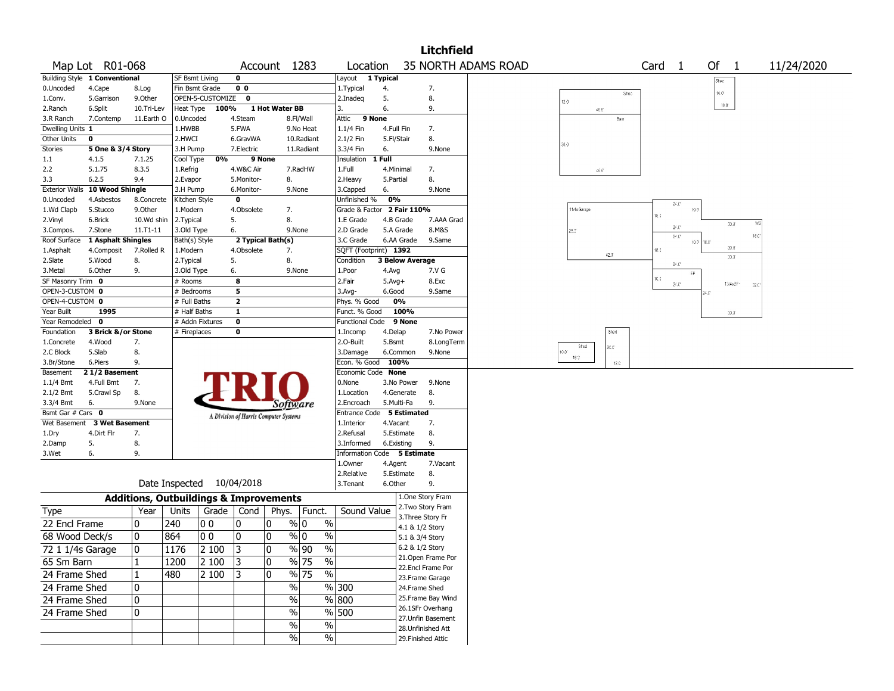# Litchfield

**Map Lot** R01-068 **Account** 1283 **Location** 35 NORTH ADAMS ROAD **Card** 1 **Of** 1 11/24/2020

| Field | Value | Options | | |
|---|---|---|---|---|
| Building Style | 1 Conventional | 0.Uncoded, 1.Conv., 2.Ranch, 3.R Ranch | 4.Cape, 5.Garrison, 6.Split, 7.Contemp | 8.Log, 9.Other, 10.Tri-Lev, 11.Earth O |
| Dwelling Units | 1 | | | |
| Other Units | 0 | | | |
| Stories | 5 One & 3/4 Story | 1.1, 2.2, 3.3 | 4.1.5, 5.1.75, 6.2.5 | 7.1.25, 8.3.5, 9.4 |
| Exterior Walls | 10 Wood Shingle | 0.Uncoded, 1.Wd Clapb, 2.Vinyl, 3.Compos. | 4.Asbestos, 5.Stucco, 6.Brick, 7.Stone | 8.Concrete, 9.Other, 10.Wd shin, 11.T1-11 |
| Roof Surface | 1 Asphalt Shingles | 1.Asphalt, 2.Slate, 3.Metal | 4.Composit, 5.Wood, 6.Other | 7.Rolled R, 8., 9. |
| SF Masonry Trim | 0 | | | |
| OPEN-3-CUSTOM | 0 | | | |
| OPEN-4-CUSTOM | 0 | | | |
| Year Built | 1995 | | | |
| Year Remodeled | 0 | | | |
| Foundation | 3 Brick &/or Stone | 1.Concrete, 2.C Block, 3.Br/Stone | 4.Wood, 5.Slab, 6.Piers | 7., 8., 9. |
| Basement | 2 1/2 Basement | 1.1/4 Bmt, 2.1/2 Bmt, 3.3/4 Bmt | 4.Full Bmt, 5.Crawl Sp, 6. | 7., 8., 9.None |
| Bsmt Gar # Cars | 0 | | | |
| Wet Basement | 3 Wet Basement | 1.Dry, 2.Damp, 3.Wet | 4.Dirt Flr, 5., 6. | 7., 8., 9. |

| Field | Value | Options | | |
|---|---|---|---|---|
| SF Bsmt Living | 0 | | | |
| Fin Bsmt Grade | 0 0 | | | |
| OPEN-5-CUSTOMIZE | 0 | | | |
| Heat Type | 100% 1 Hot Water BB | 0.Uncoded, 1.HWBB, 2.HWCI, 3.H Pump | 4.Steam, 5.FWA, 6.GravWA, 7.Electric | 8.Fl/Wall, 9.No Heat, 10.Radiant, 11.Radiant |
| Cool Type | 0% 9 None | 1.Refrig, 2.Evapor, 3.H Pump | 4.W&C Air, 5.Monitor-, 6.Monitor- | 7.RadHW, 8., 9.None |
| Kitchen Style | 0 | 1.Modern, 2.Typical, 3.Old Type | 4.Obsolete, 5., 6. | 7., 8., 9.None |
| Bath(s) Style | 2 Typical Bath(s) | 1.Modern, 2.Typical, 3.Old Type | 4.Obsolete, 5., 6. | 7., 8., 9.None |
| # Rooms | 8 | | | |
| # Bedrooms | 5 | | | |
| # Full Baths | 2 | | | |
| # Half Baths | 1 | | | |
| # Addn Fixtures | 0 | | | |
| # Fireplaces | 0 | | | |

| Field | Value | Options | | |
|---|---|---|---|---|
| Layout | 1 Typical | 1.Typical, 2.Inadeq, 3. | 4., 5., 6. | 7., 8., 9. |
| Attic | 9 None | 1.1/4 Fin, 2.1/2 Fin, 3.3/4 Fin | 4.Full Fin, 5.Fl/Stair, 6. | 7., 8., 9.None |
| Insulation | 1 Full | 1.Full, 2.Heavy, 3.Capped | 4.Minimal, 5.Partial, 6. | 7., 8., 9.None |
| Unfinished % | 0% | | | |
| Grade & Factor | 2 Fair 110% | 1.E Grade, 2.D Grade, 3.C Grade | 4.B Grade, 5.A Grade, 6.AA Grade | 7.AAA Grad, 8.M&S, 9.Same |
| SQFT (Footprint) | 1392 | | | |
| Condition | 3 Below Average | 1.Poor, 2.Fair, 3.Avg- | 4.Avg, 5.Avg+, 6.Good | 7.V G, 8.Exc, 9.Same |
| Phys. % Good | 0% | | | |
| Funct. % Good | 100% | | | |
| Functional Code | 9 None | 1.Incomp, 2.O-Built, 3.Damage | 4.Delap, 5.Bsmt, 6.Common | 7.No Power, 8.LongTerm, 9.None |
| Econ. % Good | 100% | | | |
| Economic Code | None | 0.None, 1.Location, 2.Encroach | 3.No Power, 4.Generate, 5.Multi-Fa | 9.None, 8., 9. |
| Entrance Code | 5 Estimated | 1.Interior, 2.Refusal, 3.Informed | 4.Vacant, 5.Estimate, 6.Existing | 7., 8., 9. |
| Information Code | 5 Estimate | 1.Owner, 2.Relative, 3.Tenant | 4.Agent, 5.Estimate, 6.Other | 7.Vacant, 8., 9. |

Date Inspected 10/04/2018

## Additions, Outbuildings & Improvements

| Type | Year | Units | Grade | Cond | Phys. | Funct. | Sound Value |
|---|---|---|---|---|---|---|---|
| 22 Encl Frame | 0 | 240 | 0 0 | 0 | 0 % | 0 % | |
| 68 Wood Deck/s | 0 | 864 | 0 0 | 0 | 0 % | 0 % | |
| 72 1 1/4s Garage | 0 | 1176 | 2 100 | 3 | 0 % | 90 % | |
| 65 Sm Barn | 1 | 1200 | 2 100 | 3 | 0 % | 75 % | |
| 24 Frame Shed | 1 | 480 | 2 100 | 3 | 0 % | 75 % | |
| 24 Frame Shed | 0 | | | | % | % | 300 |
| 24 Frame Shed | 0 | | | | % | % | 800 |
| 24 Frame Shed | 0 | | | | % | % | 500 |
| | | | | | % | % | |
| | | | | | % | % | |

1.One Story Fram, 2.Two Story Fram, 3.Three Story Fr, 4.1 & 1/2 Story, 5.1 & 3/4 Story, 6.2 & 1/2 Story, 21.Open Frame Por, 22.Encl Frame Por, 23.Frame Garage, 24.Frame Shed, 25.Frame Bay Wind, 26.1SFr Overhang, 27.Unfin Basement, 28.Unfinished Att, 29.Finished Attic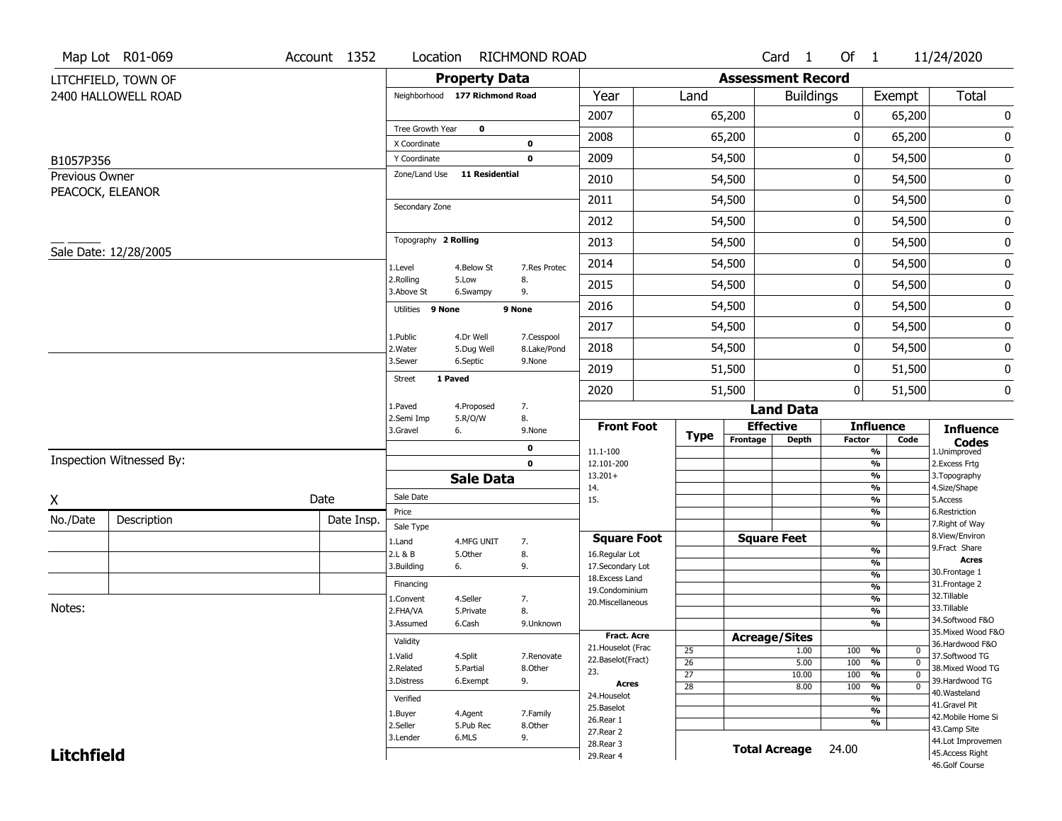Map Lot R01-069 | Account 1352 | Location RICHMOND ROAD | Card 1 Of 1 | 11/24/2020

LITCHFIELD, TOWN OF
2400 HALLOWELL ROAD

B1057P356
Previous Owner
PEACOCK, ELEANOR

Sale Date: 12/28/2005

## Property Data

Neighborhood 177 Richmond Road

Tree Growth Year 0
X Coordinate 0
Y Coordinate 0
Zone/Land Use 11 Residential

Secondary Zone

Topography 2 Rolling

| | | |
|---|---|---|
| 1.Level | 4.Below St | 7.Res Protec |
| 2.Rolling | 5.Low | 8. |
| 3.Above St | 6.Swampy | 9. |

Utilities 9 None 9 None

| | | |
|---|---|---|
| 1.Public | 4.Dr Well | 7.Cesspool |
| 2.Water | 5.Dug Well | 8.Lake/Pond |
| 3.Sewer | 6.Septic | 9.None |

Street 1 Paved

| | | |
|---|---|---|
| 1.Paved | 4.Proposed | 7. |
| 2.Semi Imp | 5.R/O/W | 8. |
| 3.Gravel | 6. | 9.None |

0
0

## Assessment Record

| Year | Land | Buildings | Exempt | Total |
|---|---|---|---|---|
| 2007 | 65,200 | 0 | 65,200 | 0 |
| 2008 | 65,200 | 0 | 65,200 | 0 |
| 2009 | 54,500 | 0 | 54,500 | 0 |
| 2010 | 54,500 | 0 | 54,500 | 0 |
| 2011 | 54,500 | 0 | 54,500 | 0 |
| 2012 | 54,500 | 0 | 54,500 | 0 |
| 2013 | 54,500 | 0 | 54,500 | 0 |
| 2014 | 54,500 | 0 | 54,500 | 0 |
| 2015 | 54,500 | 0 | 54,500 | 0 |
| 2016 | 54,500 | 0 | 54,500 | 0 |
| 2017 | 54,500 | 0 | 54,500 | 0 |
| 2018 | 54,500 | 0 | 54,500 | 0 |
| 2019 | 51,500 | 0 | 51,500 | 0 |
| 2020 | 51,500 | 0 | 51,500 | 0 |

## Land Data

| Front Foot | Type | Effective Frontage | Effective Depth | Influence Factor | Influence Code |
|---|---|---|---|---|---|
| 11.1-100 | | | | % | |
| 12.101-200 | | | | % | |
| 13.201+ | | | | % | |
| 14. | | | | % | |
| 15. | | | | % | |
| | | | | % | |
| **Square Foot** | | **Square Feet** | | | |
| 16.Regular Lot | | | | % | |
| 17.Secondary Lot | | | | % | |
| 18.Excess Land | | | | % | |
| 19.Condominium | | | | % | |
| 20.Miscellaneous | | | | % | |
| | | | | % | |
| | | | | % | |
| **Fract. Acre** | | **Acreage/Sites** | | | |
| 21.Houselot (Frac | 25 | | 1.00 | 100 % | 0 |
| 22.Baselot(Fract) | 26 | | 5.00 | 100 % | 0 |
| 23. | 27 | | 10.00 | 100 % | 0 |
| **Acres** | 28 | | 8.00 | 100 % | 0 |
| 24.Houselot | | | | % | |
| 25.Baselot | | | | % | |
| 26.Rear 1 | | | | % | |
| 27.Rear 2 | | | | | |
| 28.Rear 3 | | | | | |
| 29.Rear 4 | | | | | |

Total Acreage 24.00

**Influence Codes**
1.Unimproved
2.Excess Frtg
3.Topography
4.Size/Shape
5.Access
6.Restriction
7.Right of Way
8.View/Environ
9.Fract Share

**Acres**
30.Frontage 1
31.Frontage 2
32.Tillable
33.Tillable
34.Softwood F&O
35.Mixed Wood F&O
36.Hardwood F&O
37.Softwood TG
38.Mixed Wood TG
39.Hardwood TG
40.Wasteland
41.Gravel Pit
42.Mobile Home Si
43.Camp Site
44.Lot Improvemen
45.Access Right
46.Golf Course

## Sale Data

Sale Date
Price
Sale Type

| | | |
|---|---|---|
| 1.Land | 4.MFG UNIT | 7. |
| 2.L & B | 5.Other | 8. |
| 3.Building | 6. | 9. |

Financing

| | | |
|---|---|---|
| 1.Convent | 4.Seller | 7. |
| 2.FHA/VA | 5.Private | 8. |
| 3.Assumed | 6.Cash | 9.Unknown |

Validity

| | | |
|---|---|---|
| 1.Valid | 4.Split | 7.Renovate |
| 2.Related | 5.Partial | 8.Other |
| 3.Distress | 6.Exempt | 9. |

Verified

| | | |
|---|---|---|
| 1.Buyer | 4.Agent | 7.Family |
| 2.Seller | 5.Pub Rec | 8.Other |
| 3.Lender | 6.MLS | 9. |

Inspection Witnessed By:

X Date

| No./Date | Description | Date Insp. |
|---|---|---|
| | | |
| | | |
| | | |

Notes:

**Litchfield**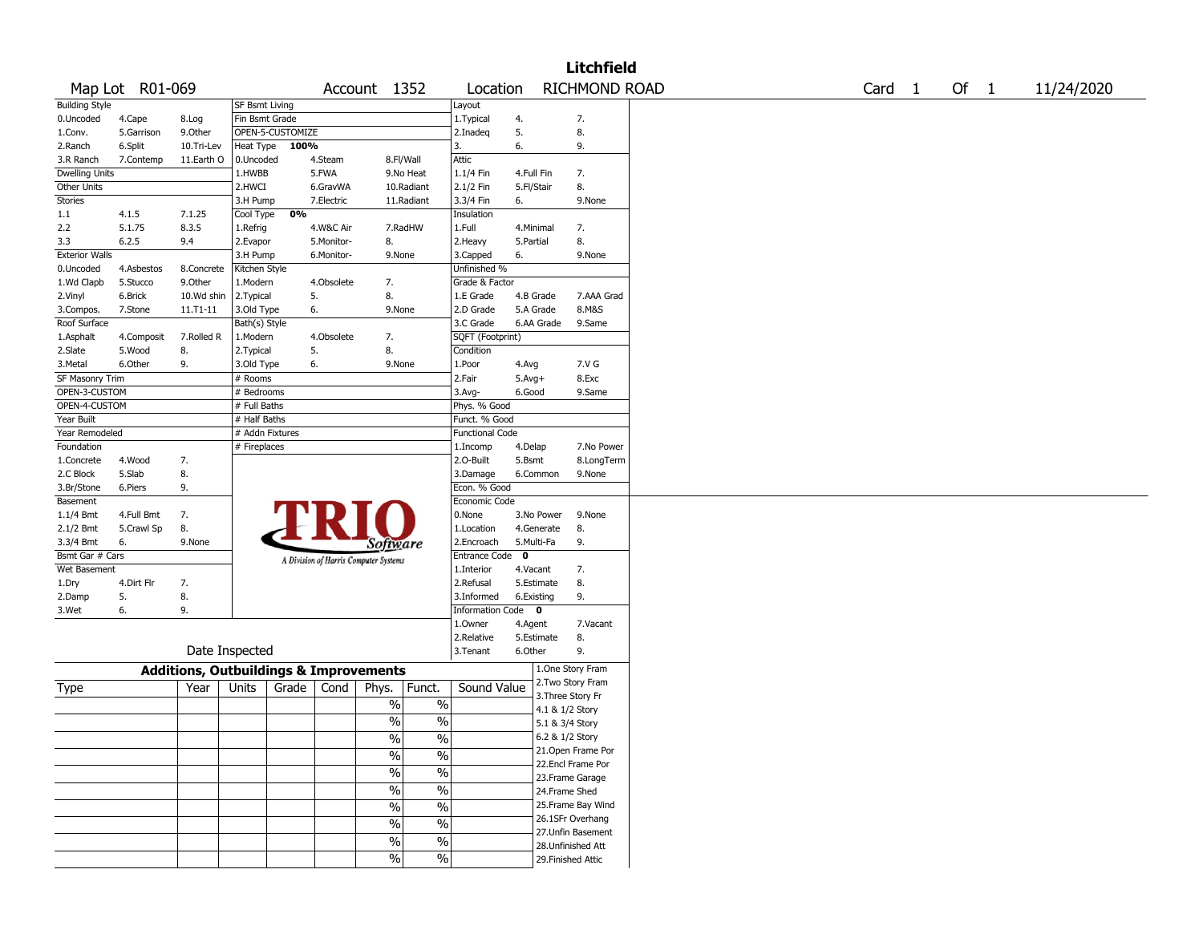# Litchfield

Map Lot R01-069 | Account 1352 | Location RICHMOND ROAD | Card 1 Of 1 | 11/24/2020

| Building Style | | | SF Bsmt Living | | | Layout | | |
|---|---|---|---|---|---|---|---|---|
| 0.Uncoded | 4.Cape | 8.Log | Fin Bsmt Grade | | | 1.Typical | 4. | 7. |
| 1.Conv. | 5.Garrison | 9.Other | OPEN-5-CUSTOMIZE | | | 2.Inadeq | 5. | 8. |
| 2.Ranch | 6.Split | 10.Tri-Lev | Heat Type 100% | | | 3. | 6. | 9. |
| 3.R Ranch | 7.Contemp | 11.Earth O | 0.Uncoded | 4.Steam | 8.Fl/Wall | Attic | | |
| Dwelling Units | | | 1.HWBB | 5.FWA | 9.No Heat | 1.1/4 Fin | 4.Full Fin | 7. |
| Other Units | | | 2.HWCI | 6.GravWA | 10.Radiant | 2.1/2 Fin | 5.Fl/Stair | 8. |
| Stories | | | 3.H Pump | 7.Electric | 11.Radiant | 3.3/4 Fin | 6. | 9.None |
| 1.1 | 4.1.5 | 7.1.25 | Cool Type 0% | | | Insulation | | |
| 2.2 | 5.1.75 | 8.3.5 | 1.Refrig | 4.W&C Air | 7.RadHW | 1.Full | 4.Minimal | 7. |
| 3.3 | 6.2.5 | 9.4 | 2.Evapor | 5.Monitor- | 8. | 2.Heavy | 5.Partial | 8. |
| Exterior Walls | | | 3.H Pump | 6.Monitor- | 9.None | 3.Capped | 6. | 9.None |
| 0.Uncoded | 4.Asbestos | 8.Concrete | Kitchen Style | | | Unfinished % | | |
| 1.Wd Clapb | 5.Stucco | 9.Other | 1.Modern | 4.Obsolete | 7. | Grade & Factor | | |
| 2.Vinyl | 6.Brick | 10.Wd shin | 2.Typical | 5. | 8. | 1.E Grade | 4.B Grade | 7.AAA Grad |
| 3.Compos. | 7.Stone | 11.T1-11 | 3.Old Type | 6. | 9.None | 2.D Grade | 5.A Grade | 8.M&S |
| Roof Surface | | | Bath(s) Style | | | 3.C Grade | 6.AA Grade | 9.Same |
| 1.Asphalt | 4.Composit | 7.Rolled R | 1.Modern | 4.Obsolete | 7. | SQFT (Footprint) | | |
| 2.Slate | 5.Wood | 8. | 2.Typical | 5. | 8. | Condition | | |
| 3.Metal | 6.Other | 9. | 3.Old Type | 6. | 9.None | 1.Poor | 4.Avg | 7.V G |
| SF Masonry Trim | | | # Rooms | | | 2.Fair | 5.Avg+ | 8.Exc |
| OPEN-3-CUSTOM | | | # Bedrooms | | | 3.Avg- | 6.Good | 9.Same |
| OPEN-4-CUSTOM | | | # Full Baths | | | Phys. % Good | | |
| Year Built | | | # Half Baths | | | Funct. % Good | | |
| Year Remodeled | | | # Addn Fixtures | | | Functional Code | | |
| Foundation | | | # Fireplaces | | | 1.Incomp | 4.Delap | 7.No Power |
| 1.Concrete | 4.Wood | 7. | | | | 2.O-Built | 5.Bsmt | 8.LongTerm |
| 2.C Block | 5.Slab | 8. | | | | 3.Damage | 6.Common | 9.None |
| 3.Br/Stone | 6.Piers | 9. | | | | Econ. % Good | | |
| Basement | | | | | | Economic Code | | |
| 1.1/4 Bmt | 4.Full Bmt | 7. | | | | 0.None | 3.No Power | 9.None |
| 2.1/2 Bmt | 5.Crawl Sp | 8. | | | | 1.Location | 4.Generate | 8. |
| 3.3/4 Bmt | 6. | 9.None | | | | 2.Encroach | 5.Multi-Fa | 9. |
| Bsmt Gar # Cars | | | | | | Entrance Code 0 | | |
| Wet Basement | | | | | | 1.Interior | 4.Vacant | 7. |
| 1.Dry | 4.Dirt Flr | 7. | | | | 2.Refusal | 5.Estimate | 8. |
| 2.Damp | 5. | 8. | | | | 3.Informed | 6.Existing | 9. |
| 3.Wet | 6. | 9. | | | | Information Code 0 | | |
| | | | | | | 1.Owner | 4.Agent | 7.Vacant |
| | | | | | | 2.Relative | 5.Estimate | 8. |
| Date Inspected | | | | | | 3.Tenant | 6.Other | 9. |

TRIO Software — A Division of Harris Computer Systems

## Additions, Outbuildings & Improvements

| Type | Year | Units | Grade | Cond | Phys. | Funct. | Sound Value |
|---|---|---|---|---|---|---|---|
| | | | | | % | % | |
| | | | | | % | % | |
| | | | | | % | % | |
| | | | | | % | % | |
| | | | | | % | % | |
| | | | | | % | % | |
| | | | | | % | % | |
| | | | | | % | % | |
| | | | | | % | % | |
| | | | | | % | % | |

1.One Story Fram
2.Two Story Fram
3.Three Story Fr
4.1 & 1/2 Story
5.1 & 3/4 Story
6.2 & 1/2 Story
21.Open Frame Por
22.Encl Frame Por
23.Frame Garage
24.Frame Shed
25.Frame Bay Wind
26.1SFr Overhang
27.Unfin Basement
28.Unfinished Att
29.Finished Attic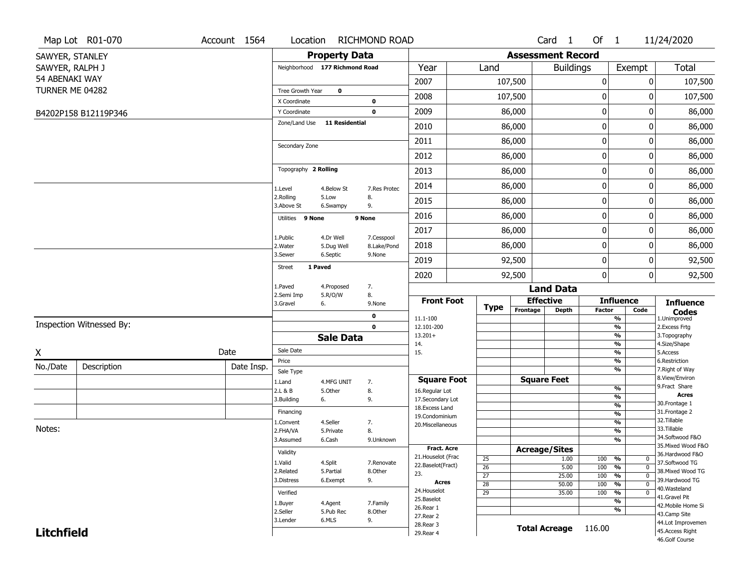Map Lot R01-070 | Account 1564 | Location RICHMOND ROAD | Card 1 Of 1 | 11/24/2020

SAWYER, STANLEY
SAWYER, RALPH J
54 ABENAKI WAY
TURNER ME 04282

B4202P158 B12119P346

Inspection Witnessed By:

X Date

| No./Date | Description | Date Insp. |
|---|---|---|
| | | |
| | | |
| | | |

Notes:

**Litchfield**

## Property Data

Neighborhood **177 Richmond Road**

Tree Growth Year **0**

X Coordinate **0**

Y Coordinate **0**

Zone/Land Use **11 Residential**

Secondary Zone

Topography **2 Rolling**

1.Level 4.Below St 7.Res Protec
2.Rolling 5.Low 8.
3.Above St 6.Swampy 9.

Utilities **9 None** **9 None**

1.Public 4.Dr Well 7.Cesspool
2.Water 5.Dug Well 8.Lake/Pond
3.Sewer 6.Septic 9.None

Street **1 Paved**

1.Paved 4.Proposed 7.
2.Semi Imp 5.R/O/W 8.
3.Gravel 6. 9.None

**0**

**0**

## Sale Data

Sale Date

Price

Sale Type

1.Land 4.MFG UNIT 7.
2.L & B 5.Other 8.
3.Building 6. 9.

Financing

1.Convent 4.Seller 7.
2.FHA/VA 5.Private 8.
3.Assumed 6.Cash 9.Unknown

Validity

1.Valid 4.Split 7.Renovate
2.Related 5.Partial 8.Other
3.Distress 6.Exempt 9.

Verified

1.Buyer 4.Agent 7.Family
2.Seller 5.Pub Rec 8.Other
3.Lender 6.MLS 9.

## Assessment Record

| Year | Land | Buildings | Exempt | Total |
|---|---|---|---|---|
| 2007 | 107,500 | 0 | 0 | 107,500 |
| 2008 | 107,500 | 0 | 0 | 107,500 |
| 2009 | 86,000 | 0 | 0 | 86,000 |
| 2010 | 86,000 | 0 | 0 | 86,000 |
| 2011 | 86,000 | 0 | 0 | 86,000 |
| 2012 | 86,000 | 0 | 0 | 86,000 |
| 2013 | 86,000 | 0 | 0 | 86,000 |
| 2014 | 86,000 | 0 | 0 | 86,000 |
| 2015 | 86,000 | 0 | 0 | 86,000 |
| 2016 | 86,000 | 0 | 0 | 86,000 |
| 2017 | 86,000 | 0 | 0 | 86,000 |
| 2018 | 86,000 | 0 | 0 | 86,000 |
| 2019 | 92,500 | 0 | 0 | 92,500 |
| 2020 | 92,500 | 0 | 0 | 92,500 |

## Land Data

| Front Foot | Type | Effective Frontage | Effective Depth | Influence Factor | Influence Code |
|---|---|---|---|---|---|
| 11.1-100 | | | | % | |
| 12.101-200 | | | | % | |
| 13.201+ | | | | % | |
| 14. | | | | % | |
| 15. | | | | % | |
| | | | | % | |

| Square Foot | Square Feet | Factor | Code |
|---|---|---|---|
| 16.Regular Lot | | % | |
| 17.Secondary Lot | | % | |
| 18.Excess Land | | % | |
| 19.Condominium | | % | |
| 20.Miscellaneous | | % | |
| | | % | |
| | | % | |

| Fract. Acre / Acres | Type | Acreage/Sites | Factor | Code |
|---|---|---|---|---|
| 21.Houselot (Frac | 25 | 1.00 | 100 % | 0 |
| 22.Baselot(Fract) | 26 | 5.00 | 100 % | 0 |
| 23. | 27 | 25.00 | 100 % | 0 |
| 24.Houselot | 28 | 50.00 | 100 % | 0 |
| 25.Baselot | 29 | 35.00 | 100 % | 0 |
| 26.Rear 1 | | | % | |
| 27.Rear 2 | | | % | |
| 28.Rear 3 | | | | |
| 29.Rear 4 | | | | |

**Total Acreage** 116.00

### Influence Codes

1.Unimproved
2.Excess Frtg
3.Topography
4.Size/Shape
5.Access
6.Restriction
7.Right of Way
8.View/Environ
9.Fract Share

**Acres**

30.Frontage 1
31.Frontage 2
32.Tillable
33.Tillable
34.Softwood F&O
35.Mixed Wood F&O
36.Hardwood F&O
37.Softwood TG
38.Mixed Wood TG
39.Hardwood TG
40.Wasteland
41.Gravel Pit
42.Mobile Home Si
43.Camp Site
44.Lot Improvemen
45.Access Right
46.Golf Course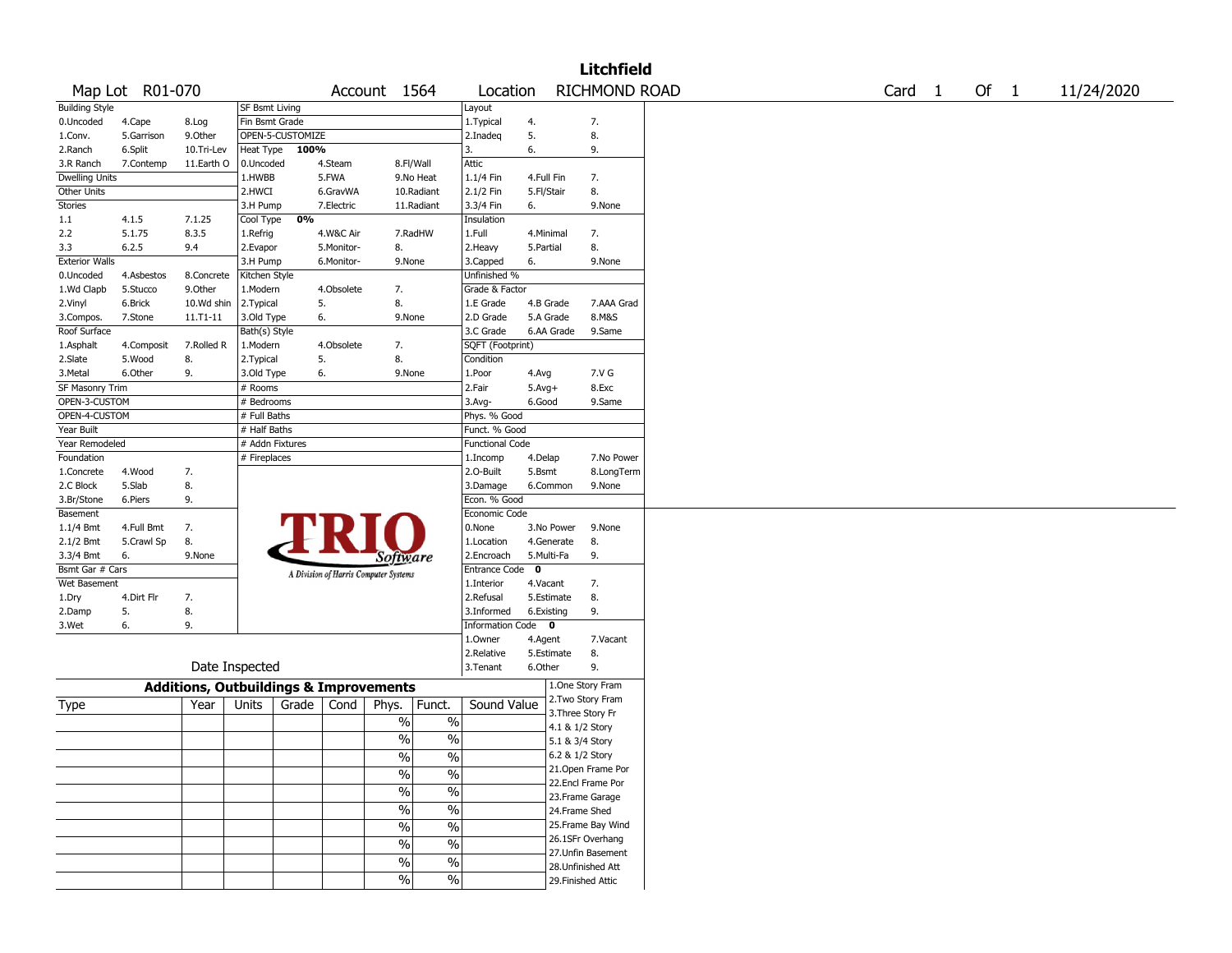# Litchfield

Map Lot R01-070 | Account 1564 | Location RICHMOND ROAD | Card 1 Of 1 | 11/24/2020

| | | | | | | | | |
|---|---|---|---|---|---|---|---|---|
| **Building Style** | | | **SF Bsmt Living** | | | **Layout** | | |
| 0.Uncoded | 4.Cape | 8.Log | **Fin Bsmt Grade** | | | 1.Typical | 4. | 7. |
| 1.Conv. | 5.Garrison | 9.Other | OPEN-5-CUSTOMIZE | | | 2.Inadeq | 5. | 8. |
| 2.Ranch | 6.Split | 10.Tri-Lev | **Heat Type 100%** | | | 3. | 6. | 9. |
| 3.R Ranch | 7.Contemp | 11.Earth O | 0.Uncoded | 4.Steam | 8.Fl/Wall | **Attic** | | |
| **Dwelling Units** | | | 1.HWBB | 5.FWA | 9.No Heat | 1.1/4 Fin | 4.Full Fin | 7. |
| **Other Units** | | | 2.HWCI | 6.GravWA | 10.Radiant | 2.1/2 Fin | 5.Fl/Stair | 8. |
| **Stories** | | | 3.H Pump | 7.Electric | 11.Radiant | 3.3/4 Fin | 6. | 9.None |
| 1.1 | 4.1.5 | 7.1.25 | **Cool Type 0%** | | | **Insulation** | | |
| 2.2 | 5.1.75 | 8.3.5 | 1.Refrig | 4.W&C Air | 7.RadHW | 1.Full | 4.Minimal | 7. |
| 3.3 | 6.2.5 | 9.4 | 2.Evapor | 5.Monitor- | 8. | 2.Heavy | 5.Partial | 8. |
| **Exterior Walls** | | | 3.H Pump | 6.Monitor- | 9.None | 3.Capped | 6. | 9.None |
| 0.Uncoded | 4.Asbestos | 8.Concrete | **Kitchen Style** | | | **Unfinished %** | | |
| 1.Wd Clapb | 5.Stucco | 9.Other | 1.Modern | 4.Obsolete | 7. | **Grade & Factor** | | |
| 2.Vinyl | 6.Brick | 10.Wd shin | 2.Typical | 5. | 8. | 1.E Grade | 4.B Grade | 7.AAA Grad |
| 3.Compos. | 7.Stone | 11.T1-11 | 3.Old Type | 6. | 9.None | 2.D Grade | 5.A Grade | 8.M&S |
| **Roof Surface** | | | **Bath(s) Style** | | | 3.C Grade | 6.AA Grade | 9.Same |
| 1.Asphalt | 4.Composit | 7.Rolled R | 1.Modern | 4.Obsolete | 7. | **SQFT (Footprint)** | | |
| 2.Slate | 5.Wood | 8. | 2.Typical | 5. | 8. | **Condition** | | |
| 3.Metal | 6.Other | 9. | 3.Old Type | 6. | 9.None | 1.Poor | 4.Avg | 7.V G |
| **SF Masonry Trim** | | | **# Rooms** | | | 2.Fair | 5.Avg+ | 8.Exc |
| OPEN-3-CUSTOM | | | **# Bedrooms** | | | 3.Avg- | 6.Good | 9.Same |
| OPEN-4-CUSTOM | | | **# Full Baths** | | | **Phys. % Good** | | |
| **Year Built** | | | **# Half Baths** | | | **Funct. % Good** | | |
| **Year Remodeled** | | | **# Addn Fixtures** | | | **Functional Code** | | |
| **Foundation** | | | **# Fireplaces** | | | 1.Incomp | 4.Delap | 7.No Power |
| 1.Concrete | 4.Wood | 7. | | | | 2.O-Built | 5.Bsmt | 8.LongTerm |
| 2.C Block | 5.Slab | 8. | | | | 3.Damage | 6.Common | 9.None |
| 3.Br/Stone | 6.Piers | 9. | | | | **Econ. % Good** | | |
| **Basement** | | | | | | **Economic Code** | | |
| 1.1/4 Bmt | 4.Full Bmt | 7. | | | | 0.None | 3.No Power | 9.None |
| 2.1/2 Bmt | 5.Crawl Sp | 8. | | | | 1.Location | 4.Generate | 8. |
| 3.3/4 Bmt | 6. | 9.None | | | | 2.Encroach | 5.Multi-Fa | 9. |
| **Bsmt Gar # Cars** | | | | | | **Entrance Code 0** | | |
| **Wet Basement** | | | | | | 1.Interior | 4.Vacant | 7. |
| 1.Dry | 4.Dirt Flr | 7. | | | | 2.Refusal | 5.Estimate | 8. |
| 2.Damp | 5. | 8. | | | | 3.Informed | 6.Existing | 9. |
| 3.Wet | 6. | 9. | | | | **Information Code 0** | | |
| | | | | | | 1.Owner | 4.Agent | 7.Vacant |
| | | | | | | 2.Relative | 5.Estimate | 8. |
| | Date Inspected | | | | | 3.Tenant | 6.Other | 9. |

TRIO Software — A Division of Harris Computer Systems

## Additions, Outbuildings & Improvements

| Type | Year | Units | Grade | Cond | Phys. | Funct. | Sound Value |
|---|---|---|---|---|---|---|---|
| | | | | | % | % | |
| | | | | | % | % | |
| | | | | | % | % | |
| | | | | | % | % | |
| | | | | | % | % | |
| | | | | | % | % | |
| | | | | | % | % | |
| | | | | | % | % | |
| | | | | | % | % | |
| | | | | | % | % | |

1.One Story Fram
2.Two Story Fram
3.Three Story Fr
4.1 & 1/2 Story
5.1 & 3/4 Story
6.2 & 1/2 Story
21.Open Frame Por
22.Encl Frame Por
23.Frame Garage
24.Frame Shed
25.Frame Bay Wind
26.1SFr Overhang
27.Unfin Basement
28.Unfinished Att
29.Finished Attic